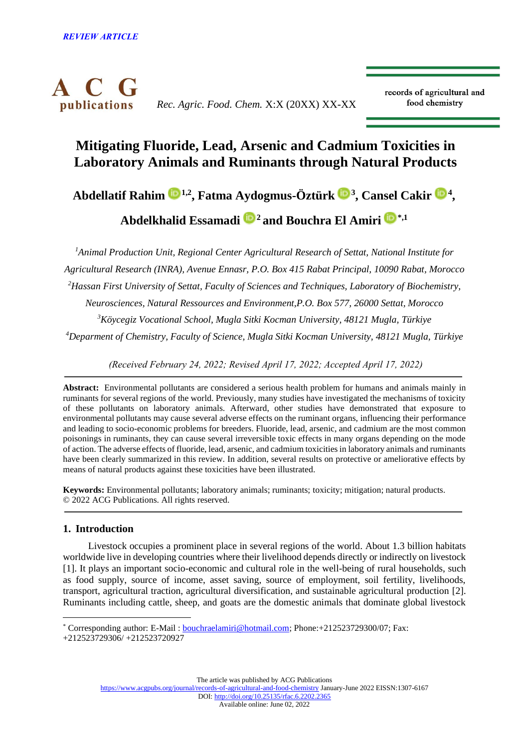*REVIEW ARTICLE*

# Mitigating Fluoride, Lead, Arsenic and Cadmium Toxicities in Laboratory Animals and Ruminants through Natural Products

**Abdellatif Rahim [1,2], Fatma Aydogmus-Öztürk [3], Cansel Cakir [4], Abdelkhalid Essamadi [2] and Bouchra El Amiri [*,1]**

[1] *Animal Production Unit, Regional Center Agricultural Research of Settat, National Institute for Agricultural Research (INRA), Avenue Ennasr, P.O. Box 415 Rabat Principal, 10090 Rabat, Morocco*

[2] *Hassan First University of Settat, Faculty of Sciences and Techniques, Laboratory of Biochemistry, Neurosciences, Natural Ressources and Environment,P.O. Box 577, 26000 Settat, Morocco*

[3] *Köycegiz Vocational School, Mugla Sitki Kocman University, 48121 Mugla, Türkiye*

[4] *Deparment of Chemistry, Faculty of Science, Mugla Sitki Kocman University, 48121 Mugla, Türkiye*

*(Received February 24, 2022; Revised April 17, 2022; Accepted April 17, 2022)*

---

**Abstract:** Environmental pollutants are considered a serious health problem for humans and animals mainly in ruminants for several regions of the world. Previously, many studies have investigated the mechanisms of toxicity of these pollutants on laboratory animals. Afterward, other studies have demonstrated that exposure to environmental pollutants may cause several adverse effects on the ruminant organs, influencing their performance and leading to socio-economic problems for breeders. Fluoride, lead, arsenic, and cadmium are the most common poisonings in ruminants, they can cause several irreversible toxic effects in many organs depending on the mode of action. The adverse effects of fluoride, lead, arsenic, and cadmium toxicities in laboratory animals and ruminants have been clearly summarized in this review. In addition, several results on protective or ameliorative effects by means of natural products against these toxicities have been illustrated.

**Keywords:** Environmental pollutants; laboratory animals; ruminants; toxicity; mitigation; natural products.
© 2022 ACG Publications. All rights reserved.

---

## 1. Introduction

Livestock occupies a prominent place in several regions of the world. About 1.3 billion habitats worldwide live in developing countries where their livelihood depends directly or indirectly on livestock [1]. It plays an important socio-economic and cultural role in the well-being of rural households, such as food supply, source of income, asset saving, source of employment, soil fertility, livelihoods, transport, agricultural traction, agricultural diversification, and sustainable agricultural production [2]. Ruminants including cattle, sheep, and goats are the domestic animals that dominate global livestock

---

[*] Corresponding author: E-Mail : bouchraelamiri@hotmail.com; Phone:+212523729300/07; Fax: +212523729306/ +212523720927

The article was published by ACG Publications
https://www.acgpubs.org/journal/records-of-agricultural-and-food-chemistry January-June 2022 EISSN:1307-6167
DOI: http://doi.org/10.25135/rfac.6.2202.2365
Available online: June 02, 2022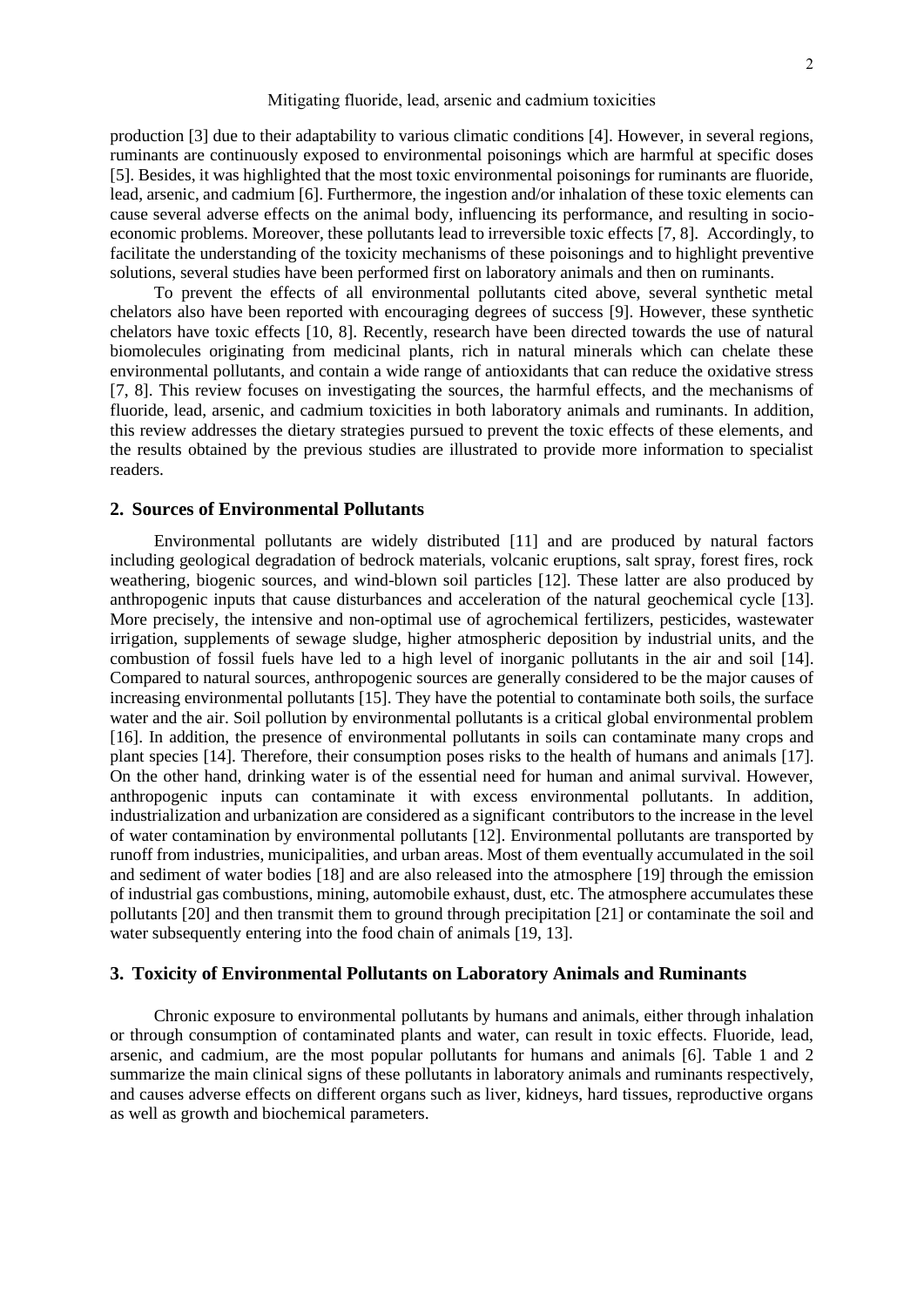production [3] due to their adaptability to various climatic conditions [4]. However, in several regions, ruminants are continuously exposed to environmental poisonings which are harmful at specific doses [5]. Besides, it was highlighted that the most toxic environmental poisonings for ruminants are fluoride, lead, arsenic, and cadmium [6]. Furthermore, the ingestion and/or inhalation of these toxic elements can cause several adverse effects on the animal body, influencing its performance, and resulting in socio-economic problems. Moreover, these pollutants lead to irreversible toxic effects [7, 8]. Accordingly, to facilitate the understanding of the toxicity mechanisms of these poisonings and to highlight preventive solutions, several studies have been performed first on laboratory animals and then on ruminants.

To prevent the effects of all environmental pollutants cited above, several synthetic metal chelators also have been reported with encouraging degrees of success [9]. However, these synthetic chelators have toxic effects [10, 8]. Recently, research have been directed towards the use of natural biomolecules originating from medicinal plants, rich in natural minerals which can chelate these environmental pollutants, and contain a wide range of antioxidants that can reduce the oxidative stress [7, 8]. This review focuses on investigating the sources, the harmful effects, and the mechanisms of fluoride, lead, arsenic, and cadmium toxicities in both laboratory animals and ruminants. In addition, this review addresses the dietary strategies pursued to prevent the toxic effects of these elements, and the results obtained by the previous studies are illustrated to provide more information to specialist readers.

## 2. Sources of Environmental Pollutants

Environmental pollutants are widely distributed [11] and are produced by natural factors including geological degradation of bedrock materials, volcanic eruptions, salt spray, forest fires, rock weathering, biogenic sources, and wind-blown soil particles [12]. These latter are also produced by anthropogenic inputs that cause disturbances and acceleration of the natural geochemical cycle [13]. More precisely, the intensive and non-optimal use of agrochemical fertilizers, pesticides, wastewater irrigation, supplements of sewage sludge, higher atmospheric deposition by industrial units, and the combustion of fossil fuels have led to a high level of inorganic pollutants in the air and soil [14]. Compared to natural sources, anthropogenic sources are generally considered to be the major causes of increasing environmental pollutants [15]. They have the potential to contaminate both soils, the surface water and the air. Soil pollution by environmental pollutants is a critical global environmental problem [16]. In addition, the presence of environmental pollutants in soils can contaminate many crops and plant species [14]. Therefore, their consumption poses risks to the health of humans and animals [17]. On the other hand, drinking water is of the essential need for human and animal survival. However, anthropogenic inputs can contaminate it with excess environmental pollutants. In addition, industrialization and urbanization are considered as a significant contributors to the increase in the level of water contamination by environmental pollutants [12]. Environmental pollutants are transported by runoff from industries, municipalities, and urban areas. Most of them eventually accumulated in the soil and sediment of water bodies [18] and are also released into the atmosphere [19] through the emission of industrial gas combustions, mining, automobile exhaust, dust, etc. The atmosphere accumulates these pollutants [20] and then transmit them to ground through precipitation [21] or contaminate the soil and water subsequently entering into the food chain of animals [19, 13].

## 3. Toxicity of Environmental Pollutants on Laboratory Animals and Ruminants

Chronic exposure to environmental pollutants by humans and animals, either through inhalation or through consumption of contaminated plants and water, can result in toxic effects. Fluoride, lead, arsenic, and cadmium, are the most popular pollutants for humans and animals [6]. Table 1 and 2 summarize the main clinical signs of these pollutants in laboratory animals and ruminants respectively, and causes adverse effects on different organs such as liver, kidneys, hard tissues, reproductive organs as well as growth and biochemical parameters.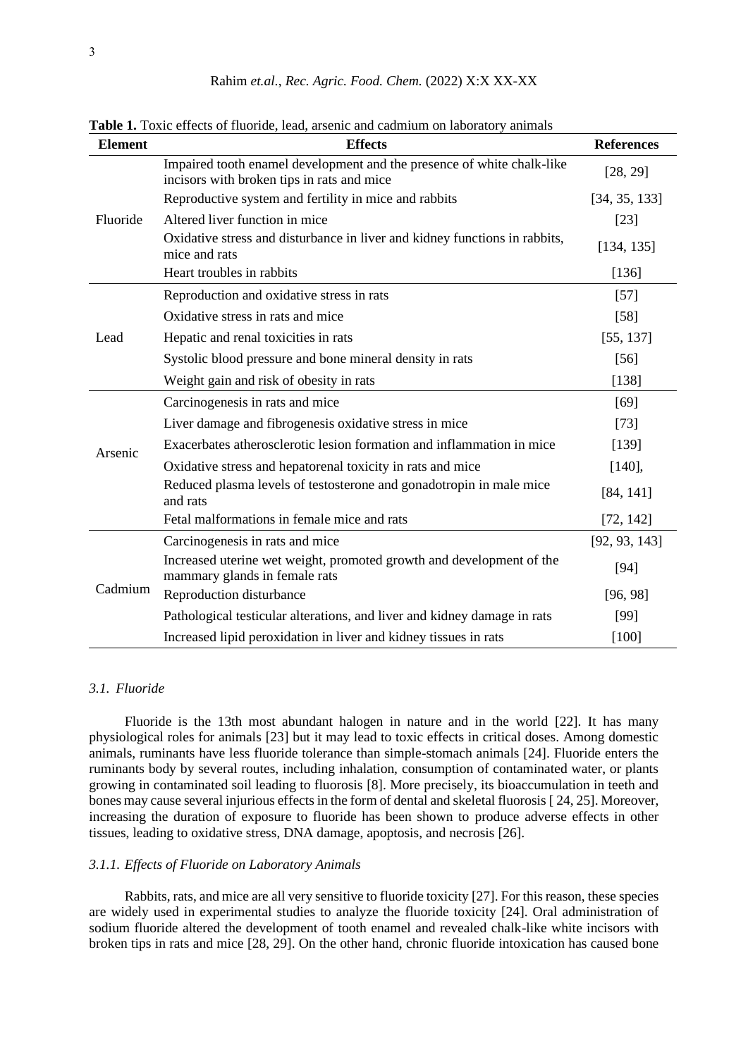**Table 1.** Toxic effects of fluoride, lead, arsenic and cadmium on laboratory animals

| Element | Effects | References |
|---|---|---|
| Fluoride | Impaired tooth enamel development and the presence of white chalk-like incisors with broken tips in rats and mice | [28, 29] |
| | Reproductive system and fertility in mice and rabbits | [34, 35, 133] |
| | Altered liver function in mice | [23] |
| | Oxidative stress and disturbance in liver and kidney functions in rabbits, mice and rats | [134, 135] |
| | Heart troubles in rabbits | [136] |
| Lead | Reproduction and oxidative stress in rats | [57] |
| | Oxidative stress in rats and mice | [58] |
| | Hepatic and renal toxicities in rats | [55, 137] |
| | Systolic blood pressure and bone mineral density in rats | [56] |
| | Weight gain and risk of obesity in rats | [138] |
| Arsenic | Carcinogenesis in rats and mice | [69] |
| | Liver damage and fibrogenesis oxidative stress in mice | [73] |
| | Exacerbates atherosclerotic lesion formation and inflammation in mice | [139] |
| | Oxidative stress and hepatorenal toxicity in rats and mice | [140], |
| | Reduced plasma levels of testosterone and gonadotropin in male mice and rats | [84, 141] |
| | Fetal malformations in female mice and rats | [72, 142] |
| Cadmium | Carcinogenesis in rats and mice | [92, 93, 143] |
| | Increased uterine wet weight, promoted growth and development of the mammary glands in female rats | [94] |
| | Reproduction disturbance | [96, 98] |
| | Pathological testicular alterations, and liver and kidney damage in rats | [99] |
| | Increased lipid peroxidation in liver and kidney tissues in rats | [100] |

### *3.1. Fluoride*

Fluoride is the 13th most abundant halogen in nature and in the world [22]. It has many physiological roles for animals [23] but it may lead to toxic effects in critical doses. Among domestic animals, ruminants have less fluoride tolerance than simple-stomach animals [24]. Fluoride enters the ruminants body by several routes, including inhalation, consumption of contaminated water, or plants growing in contaminated soil leading to fluorosis [8]. More precisely, its bioaccumulation in teeth and bones may cause several injurious effects in the form of dental and skeletal fluorosis [ 24, 25]. Moreover, increasing the duration of exposure to fluoride has been shown to produce adverse effects in other tissues, leading to oxidative stress, DNA damage, apoptosis, and necrosis [26].

#### *3.1.1. Effects of Fluoride on Laboratory Animals*

Rabbits, rats, and mice are all very sensitive to fluoride toxicity [27]. For this reason, these species are widely used in experimental studies to analyze the fluoride toxicity [24]. Oral administration of sodium fluoride altered the development of tooth enamel and revealed chalk-like white incisors with broken tips in rats and mice [28, 29]. On the other hand, chronic fluoride intoxication has caused bone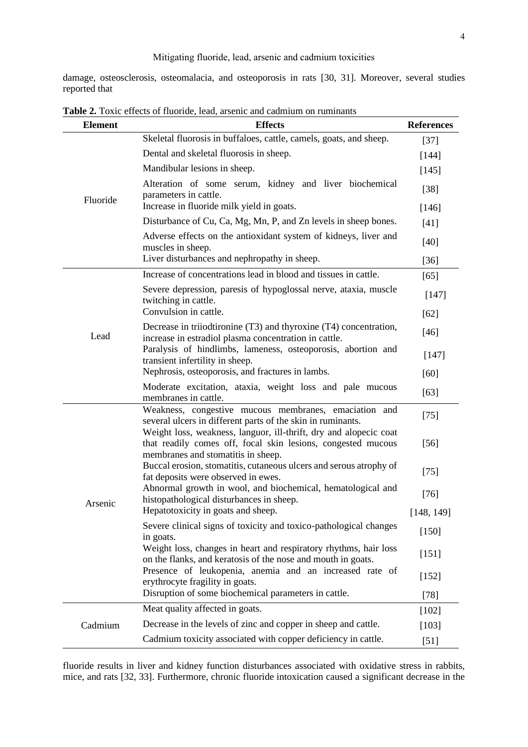damage, osteosclerosis, osteomalacia, and osteoporosis in rats [30, 31]. Moreover, several studies reported that

**Table 2.** Toxic effects of fluoride, lead, arsenic and cadmium on ruminants

| Element | Effects | References |
|---|---|---|
| Fluoride | Skeletal fluorosis in buffaloes, cattle, camels, goats, and sheep. | [37] |
| | Dental and skeletal fluorosis in sheep. | [144] |
| | Mandibular lesions in sheep. | [145] |
| | Alteration of some serum, kidney and liver biochemical parameters in cattle. | [38] |
| | Increase in fluoride milk yield in goats. | [146] |
| | Disturbance of Cu, Ca, Mg, Mn, P, and Zn levels in sheep bones. | [41] |
| | Adverse effects on the antioxidant system of kidneys, liver and muscles in sheep. | [40] |
| | Liver disturbances and nephropathy in sheep. | [36] |
| Lead | Increase of concentrations lead in blood and tissues in cattle. | [65] |
| | Severe depression, paresis of hypoglossal nerve, ataxia, muscle twitching in cattle. | [147] |
| | Convulsion in cattle. | [62] |
| | Decrease in triiodtironine (T3) and thyroxine (T4) concentration, increase in estradiol plasma concentration in cattle. | [46] |
| | Paralysis of hindlimbs, lameness, osteoporosis, abortion and transient infertility in sheep. | [147] |
| | Nephrosis, osteoporosis, and fractures in lambs. | [60] |
| | Moderate excitation, ataxia, weight loss and pale mucous membranes in cattle. | [63] |
| Arsenic | Weakness, congestive mucous membranes, emaciation and several ulcers in different parts of the skin in ruminants. | [75] |
| | Weight loss, weakness, languor, ill-thrift, dry and alopecic coat that readily comes off, focal skin lesions, congested mucous membranes and stomatitis in sheep. | [56] |
| | Buccal erosion, stomatitis, cutaneous ulcers and serous atrophy of fat deposits were observed in ewes. | [75] |
| | Abnormal growth in wool, and biochemical, hematological and histopathological disturbances in sheep. | [76] |
| | Hepatotoxicity in goats and sheep. | [148, 149] |
| | Severe clinical signs of toxicity and toxico-pathological changes in goats. | [150] |
| | Weight loss, changes in heart and respiratory rhythms, hair loss on the flanks, and keratosis of the nose and mouth in goats. | [151] |
| | Presence of leukopenia, anemia and an increased rate of erythrocyte fragility in goats. | [152] |
| | Disruption of some biochemical parameters in cattle. | [78] |
| Cadmium | Meat quality affected in goats. | [102] |
| | Decrease in the levels of zinc and copper in sheep and cattle. | [103] |
| | Cadmium toxicity associated with copper deficiency in cattle. | [51] |

fluoride results in liver and kidney function disturbances associated with oxidative stress in rabbits, mice, and rats [32, 33]. Furthermore, chronic fluoride intoxication caused a significant decrease in the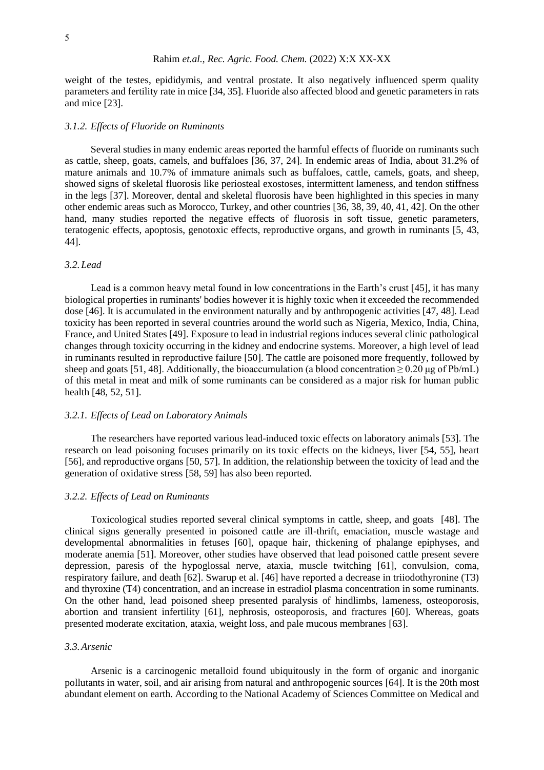weight of the testes, epididymis, and ventral prostate. It also negatively influenced sperm quality parameters and fertility rate in mice [34, 35]. Fluoride also affected blood and genetic parameters in rats and mice [23].

### *3.1.2. Effects of Fluoride on Ruminants*

Several studies in many endemic areas reported the harmful effects of fluoride on ruminants such as cattle, sheep, goats, camels, and buffaloes [36, 37, 24]. In endemic areas of India, about 31.2% of mature animals and 10.7% of immature animals such as buffaloes, cattle, camels, goats, and sheep, showed signs of skeletal fluorosis like periosteal exostoses, intermittent lameness, and tendon stiffness in the legs [37]. Moreover, dental and skeletal fluorosis have been highlighted in this species in many other endemic areas such as Morocco, Turkey, and other countries [36, 38, 39, 40, 41, 42]. On the other hand, many studies reported the negative effects of fluorosis in soft tissue, genetic parameters, teratogenic effects, apoptosis, genotoxic effects, reproductive organs, and growth in ruminants [5, 43, 44].

## *3.2. Lead*

Lead is a common heavy metal found in low concentrations in the Earth's crust [45], it has many biological properties in ruminants' bodies however it is highly toxic when it exceeded the recommended dose [46]. It is accumulated in the environment naturally and by anthropogenic activities [47, 48]. Lead toxicity has been reported in several countries around the world such as Nigeria, Mexico, India, China, France, and United States [49]. Exposure to lead in industrial regions induces several clinic pathological changes through toxicity occurring in the kidney and endocrine systems. Moreover, a high level of lead in ruminants resulted in reproductive failure [50]. The cattle are poisoned more frequently, followed by sheep and goats [51, 48]. Additionally, the bioaccumulation (a blood concentration $\geq 0.20$ μg of Pb/mL) of this metal in meat and milk of some ruminants can be considered as a major risk for human public health [48, 52, 51].

### *3.2.1. Effects of Lead on Laboratory Animals*

The researchers have reported various lead-induced toxic effects on laboratory animals [53]. The research on lead poisoning focuses primarily on its toxic effects on the kidneys, liver [54, 55], heart [56], and reproductive organs [50, 57]. In addition, the relationship between the toxicity of lead and the generation of oxidative stress [58, 59] has also been reported.

### *3.2.2. Effects of Lead on Ruminants*

Toxicological studies reported several clinical symptoms in cattle, sheep, and goats [48]. The clinical signs generally presented in poisoned cattle are ill-thrift, emaciation, muscle wastage and developmental abnormalities in fetuses [60], opaque hair, thickening of phalange epiphyses, and moderate anemia [51]. Moreover, other studies have observed that lead poisoned cattle present severe depression, paresis of the hypoglossal nerve, ataxia, muscle twitching [61], convulsion, coma, respiratory failure, and death [62]. Swarup et al. [46] have reported a decrease in triiodothyronine (T3) and thyroxine (T4) concentration, and an increase in estradiol plasma concentration in some ruminants. On the other hand, lead poisoned sheep presented paralysis of hindlimbs, lameness, osteoporosis, abortion and transient infertility [61], nephrosis, osteoporosis, and fractures [60]. Whereas, goats presented moderate excitation, ataxia, weight loss, and pale mucous membranes [63].

## *3.3. Arsenic*

Arsenic is a carcinogenic metalloid found ubiquitously in the form of organic and inorganic pollutants in water, soil, and air arising from natural and anthropogenic sources [64]. It is the 20th most abundant element on earth. According to the National Academy of Sciences Committee on Medical and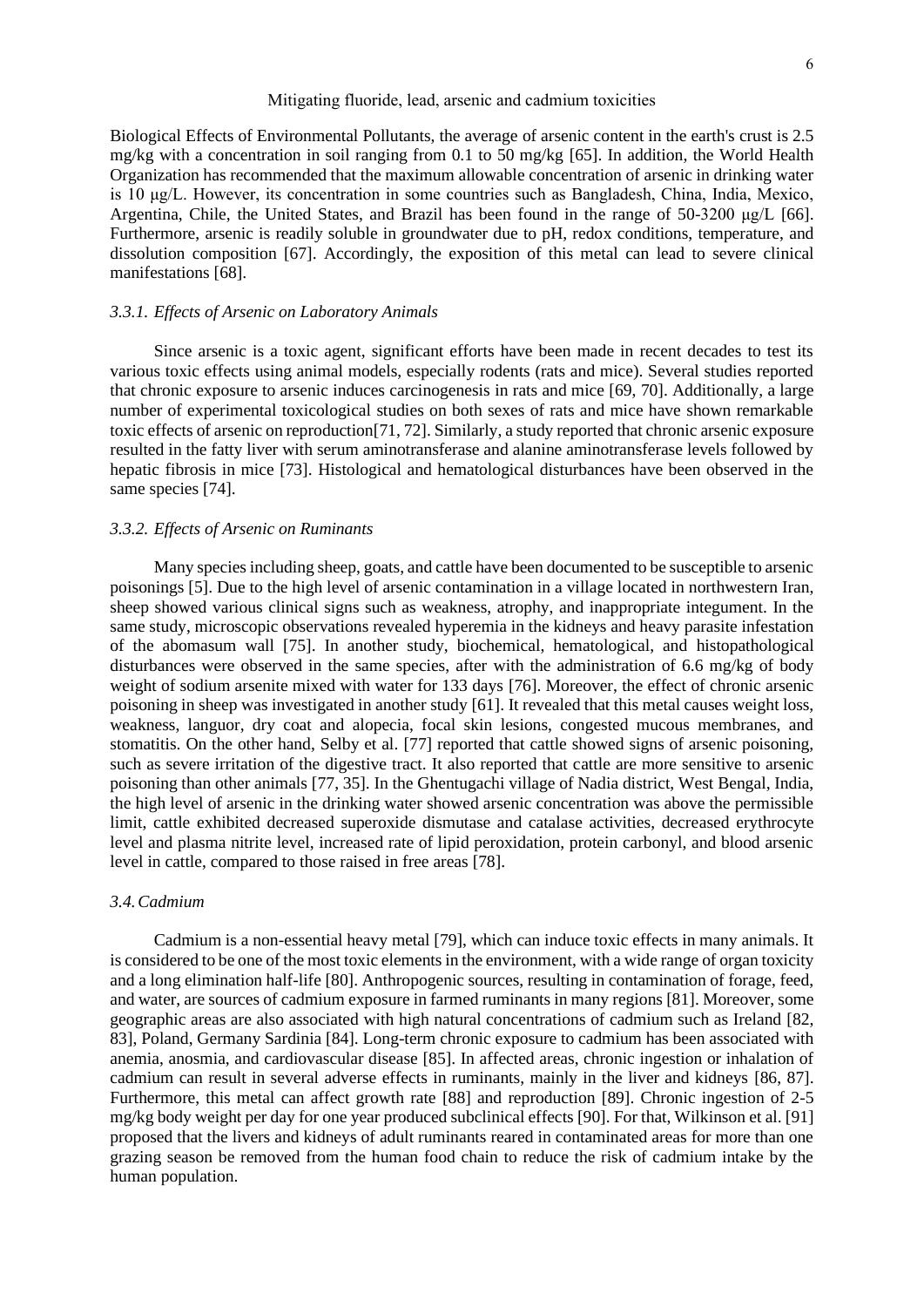Biological Effects of Environmental Pollutants, the average of arsenic content in the earth's crust is 2.5 mg/kg with a concentration in soil ranging from 0.1 to 50 mg/kg [65]. In addition, the World Health Organization has recommended that the maximum allowable concentration of arsenic in drinking water is 10 μg/L. However, its concentration in some countries such as Bangladesh, China, India, Mexico, Argentina, Chile, the United States, and Brazil has been found in the range of 50-3200 μg/L [66]. Furthermore, arsenic is readily soluble in groundwater due to pH, redox conditions, temperature, and dissolution composition [67]. Accordingly, the exposition of this metal can lead to severe clinical manifestations [68].

### *3.3.1. Effects of Arsenic on Laboratory Animals*

Since arsenic is a toxic agent, significant efforts have been made in recent decades to test its various toxic effects using animal models, especially rodents (rats and mice). Several studies reported that chronic exposure to arsenic induces carcinogenesis in rats and mice [69, 70]. Additionally, a large number of experimental toxicological studies on both sexes of rats and mice have shown remarkable toxic effects of arsenic on reproduction[71, 72]. Similarly, a study reported that chronic arsenic exposure resulted in the fatty liver with serum aminotransferase and alanine aminotransferase levels followed by hepatic fibrosis in mice [73]. Histological and hematological disturbances have been observed in the same species [74].

### *3.3.2. Effects of Arsenic on Ruminants*

Many species including sheep, goats, and cattle have been documented to be susceptible to arsenic poisonings [5]. Due to the high level of arsenic contamination in a village located in northwestern Iran, sheep showed various clinical signs such as weakness, atrophy, and inappropriate integument. In the same study, microscopic observations revealed hyperemia in the kidneys and heavy parasite infestation of the abomasum wall [75]. In another study, biochemical, hematological, and histopathological disturbances were observed in the same species, after with the administration of 6.6 mg/kg of body weight of sodium arsenite mixed with water for 133 days [76]. Moreover, the effect of chronic arsenic poisoning in sheep was investigated in another study [61]. It revealed that this metal causes weight loss, weakness, languor, dry coat and alopecia, focal skin lesions, congested mucous membranes, and stomatitis. On the other hand, Selby et al. [77] reported that cattle showed signs of arsenic poisoning, such as severe irritation of the digestive tract. It also reported that cattle are more sensitive to arsenic poisoning than other animals [77, 35]. In the Ghentugachi village of Nadia district, West Bengal, India, the high level of arsenic in the drinking water showed arsenic concentration was above the permissible limit, cattle exhibited decreased superoxide dismutase and catalase activities, decreased erythrocyte level and plasma nitrite level, increased rate of lipid peroxidation, protein carbonyl, and blood arsenic level in cattle, compared to those raised in free areas [78].

### *3.4. Cadmium*

Cadmium is a non-essential heavy metal [79], which can induce toxic effects in many animals. It is considered to be one of the most toxic elements in the environment, with a wide range of organ toxicity and a long elimination half-life [80]. Anthropogenic sources, resulting in contamination of forage, feed, and water, are sources of cadmium exposure in farmed ruminants in many regions [81]. Moreover, some geographic areas are also associated with high natural concentrations of cadmium such as Ireland [82, 83], Poland, Germany Sardinia [84]. Long-term chronic exposure to cadmium has been associated with anemia, anosmia, and cardiovascular disease [85]. In affected areas, chronic ingestion or inhalation of cadmium can result in several adverse effects in ruminants, mainly in the liver and kidneys [86, 87]. Furthermore, this metal can affect growth rate [88] and reproduction [89]. Chronic ingestion of 2-5 mg/kg body weight per day for one year produced subclinical effects [90]. For that, Wilkinson et al. [91] proposed that the livers and kidneys of adult ruminants reared in contaminated areas for more than one grazing season be removed from the human food chain to reduce the risk of cadmium intake by the human population.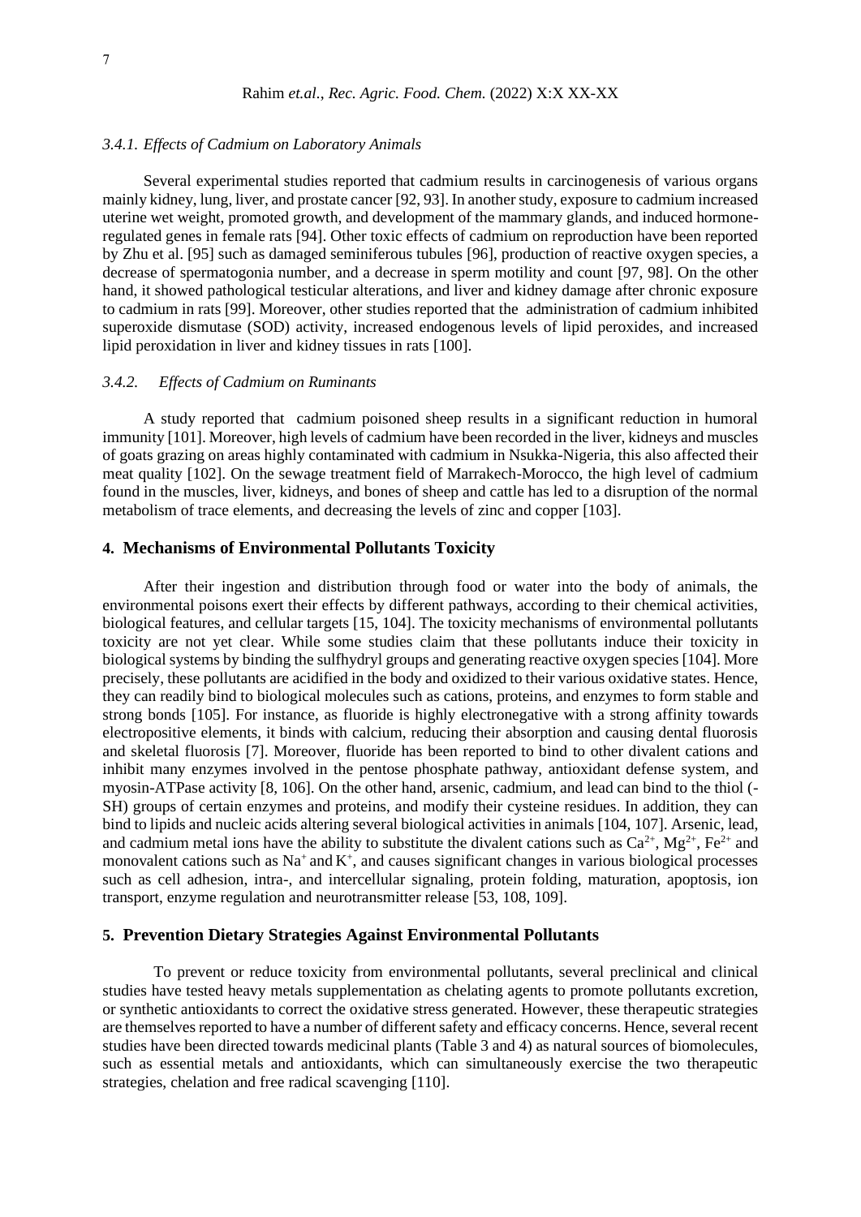#### *3.4.1. Effects of Cadmium on Laboratory Animals*

Several experimental studies reported that cadmium results in carcinogenesis of various organs mainly kidney, lung, liver, and prostate cancer [92, 93]. In another study, exposure to cadmium increased uterine wet weight, promoted growth, and development of the mammary glands, and induced hormone-regulated genes in female rats [94]. Other toxic effects of cadmium on reproduction have been reported by Zhu et al. [95] such as damaged seminiferous tubules [96], production of reactive oxygen species, a decrease of spermatogonia number, and a decrease in sperm motility and count [97, 98]. On the other hand, it showed pathological testicular alterations, and liver and kidney damage after chronic exposure to cadmium in rats [99]. Moreover, other studies reported that the administration of cadmium inhibited superoxide dismutase (SOD) activity, increased endogenous levels of lipid peroxides, and increased lipid peroxidation in liver and kidney tissues in rats [100].

#### *3.4.2. Effects of Cadmium on Ruminants*

A study reported that cadmium poisoned sheep results in a significant reduction in humoral immunity [101]. Moreover, high levels of cadmium have been recorded in the liver, kidneys and muscles of goats grazing on areas highly contaminated with cadmium in Nsukka-Nigeria, this also affected their meat quality [102]. On the sewage treatment field of Marrakech-Morocco, the high level of cadmium found in the muscles, liver, kidneys, and bones of sheep and cattle has led to a disruption of the normal metabolism of trace elements, and decreasing the levels of zinc and copper [103].

## 4. Mechanisms of Environmental Pollutants Toxicity

After their ingestion and distribution through food or water into the body of animals, the environmental poisons exert their effects by different pathways, according to their chemical activities, biological features, and cellular targets [15, 104]. The toxicity mechanisms of environmental pollutants toxicity are not yet clear. While some studies claim that these pollutants induce their toxicity in biological systems by binding the sulfhydryl groups and generating reactive oxygen species [104]. More precisely, these pollutants are acidified in the body and oxidized to their various oxidative states. Hence, they can readily bind to biological molecules such as cations, proteins, and enzymes to form stable and strong bonds [105]. For instance, as fluoride is highly electronegative with a strong affinity towards electropositive elements, it binds with calcium, reducing their absorption and causing dental fluorosis and skeletal fluorosis [7]. Moreover, fluoride has been reported to bind to other divalent cations and inhibit many enzymes involved in the pentose phosphate pathway, antioxidant defense system, and myosin-ATPase activity [8, 106]. On the other hand, arsenic, cadmium, and lead can bind to the thiol (-SH) groups of certain enzymes and proteins, and modify their cysteine residues. In addition, they can bind to lipids and nucleic acids altering several biological activities in animals [104, 107]. Arsenic, lead, and cadmium metal ions have the ability to substitute the divalent cations such as $Ca^{2+}$, $Mg^{2+}$, $Fe^{2+}$ and monovalent cations such as $Na^{+}$ and $K^{+}$, and causes significant changes in various biological processes such as cell adhesion, intra-, and intercellular signaling, protein folding, maturation, apoptosis, ion transport, enzyme regulation and neurotransmitter release [53, 108, 109].

## 5. Prevention Dietary Strategies Against Environmental Pollutants

To prevent or reduce toxicity from environmental pollutants, several preclinical and clinical studies have tested heavy metals supplementation as chelating agents to promote pollutants excretion, or synthetic antioxidants to correct the oxidative stress generated. However, these therapeutic strategies are themselves reported to have a number of different safety and efficacy concerns. Hence, several recent studies have been directed towards medicinal plants (Table 3 and 4) as natural sources of biomolecules, such as essential metals and antioxidants, which can simultaneously exercise the two therapeutic strategies, chelation and free radical scavenging [110].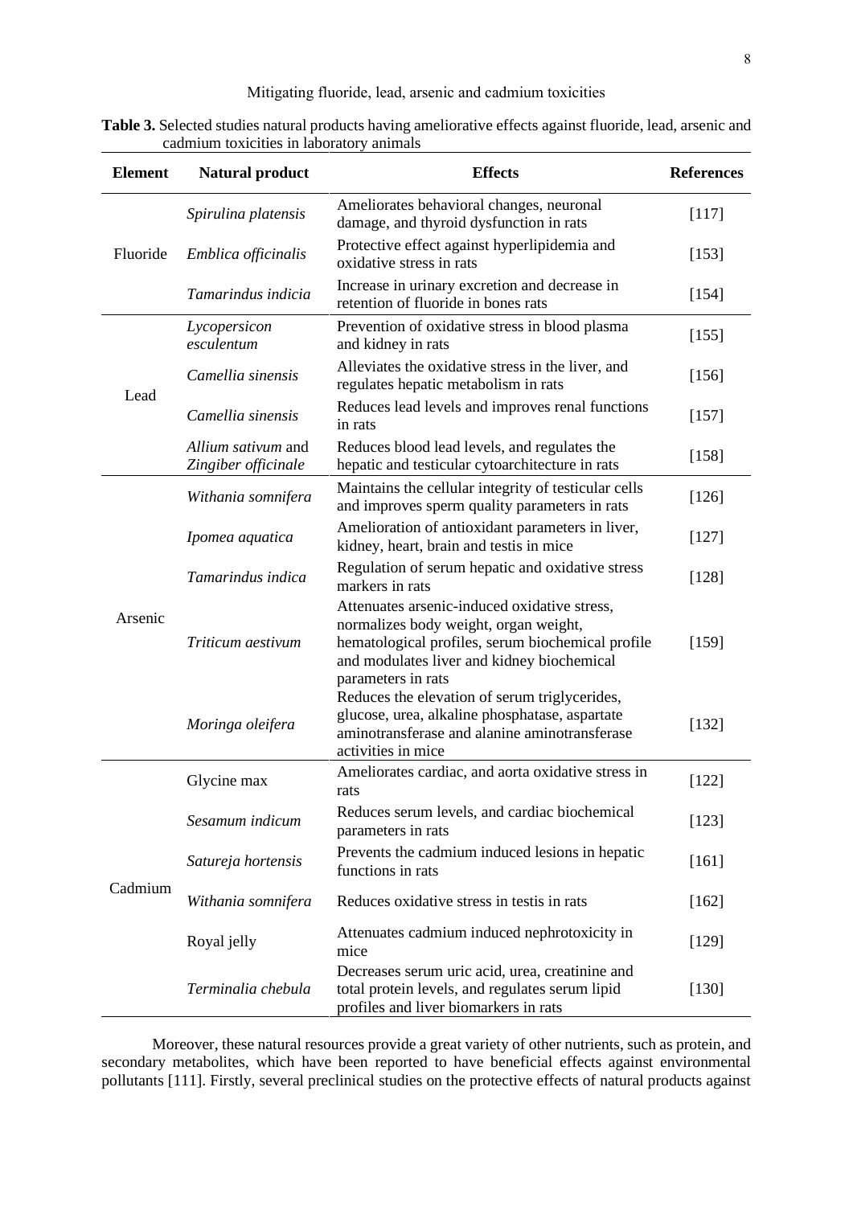**Table 3.** Selected studies natural products having ameliorative effects against fluoride, lead, arsenic and cadmium toxicities in laboratory animals

| Element | Natural product | Effects | References |
|---|---|---|---|
| Fluoride | *Spirulina platensis* | Ameliorates behavioral changes, neuronal damage, and thyroid dysfunction in rats | [117] |
| | *Emblica officinalis* | Protective effect against hyperlipidemia and oxidative stress in rats | [153] |
| | *Tamarindus indicia* | Increase in urinary excretion and decrease in retention of fluoride in bones rats | [154] |
| Lead | *Lycopersicon esculentum* | Prevention of oxidative stress in blood plasma and kidney in rats | [155] |
| | *Camellia sinensis* | Alleviates the oxidative stress in the liver, and regulates hepatic metabolism in rats | [156] |
| | *Camellia sinensis* | Reduces lead levels and improves renal functions in rats | [157] |
| | *Allium sativum* and *Zingiber officinale* | Reduces blood lead levels, and regulates the hepatic and testicular cytoarchitecture in rats | [158] |
| Arsenic | *Withania somnifera* | Maintains the cellular integrity of testicular cells and improves sperm quality parameters in rats | [126] |
| | *Ipomea aquatica* | Amelioration of antioxidant parameters in liver, kidney, heart, brain and testis in mice | [127] |
| | *Tamarindus indica* | Regulation of serum hepatic and oxidative stress markers in rats | [128] |
| | *Triticum aestivum* | Attenuates arsenic-induced oxidative stress, normalizes body weight, organ weight, hematological profiles, serum biochemical profile and modulates liver and kidney biochemical parameters in rats | [159] |
| | *Moringa oleifera* | Reduces the elevation of serum triglycerides, glucose, urea, alkaline phosphatase, aspartate aminotransferase and alanine aminotransferase activities in mice | [132] |
| Cadmium | Glycine max | Ameliorates cardiac, and aorta oxidative stress in rats | [122] |
| | *Sesamum indicum* | Reduces serum levels, and cardiac biochemical parameters in rats | [123] |
| | *Satureja hortensis* | Prevents the cadmium induced lesions in hepatic functions in rats | [161] |
| | *Withania somnifera* | Reduces oxidative stress in testis in rats | [162] |
| | Royal jelly | Attenuates cadmium induced nephrotoxicity in mice | [129] |
| | *Terminalia chebula* | Decreases serum uric acid, urea, creatinine and total protein levels, and regulates serum lipid profiles and liver biomarkers in rats | [130] |

Moreover, these natural resources provide a great variety of other nutrients, such as protein, and secondary metabolites, which have been reported to have beneficial effects against environmental pollutants [111]. Firstly, several preclinical studies on the protective effects of natural products against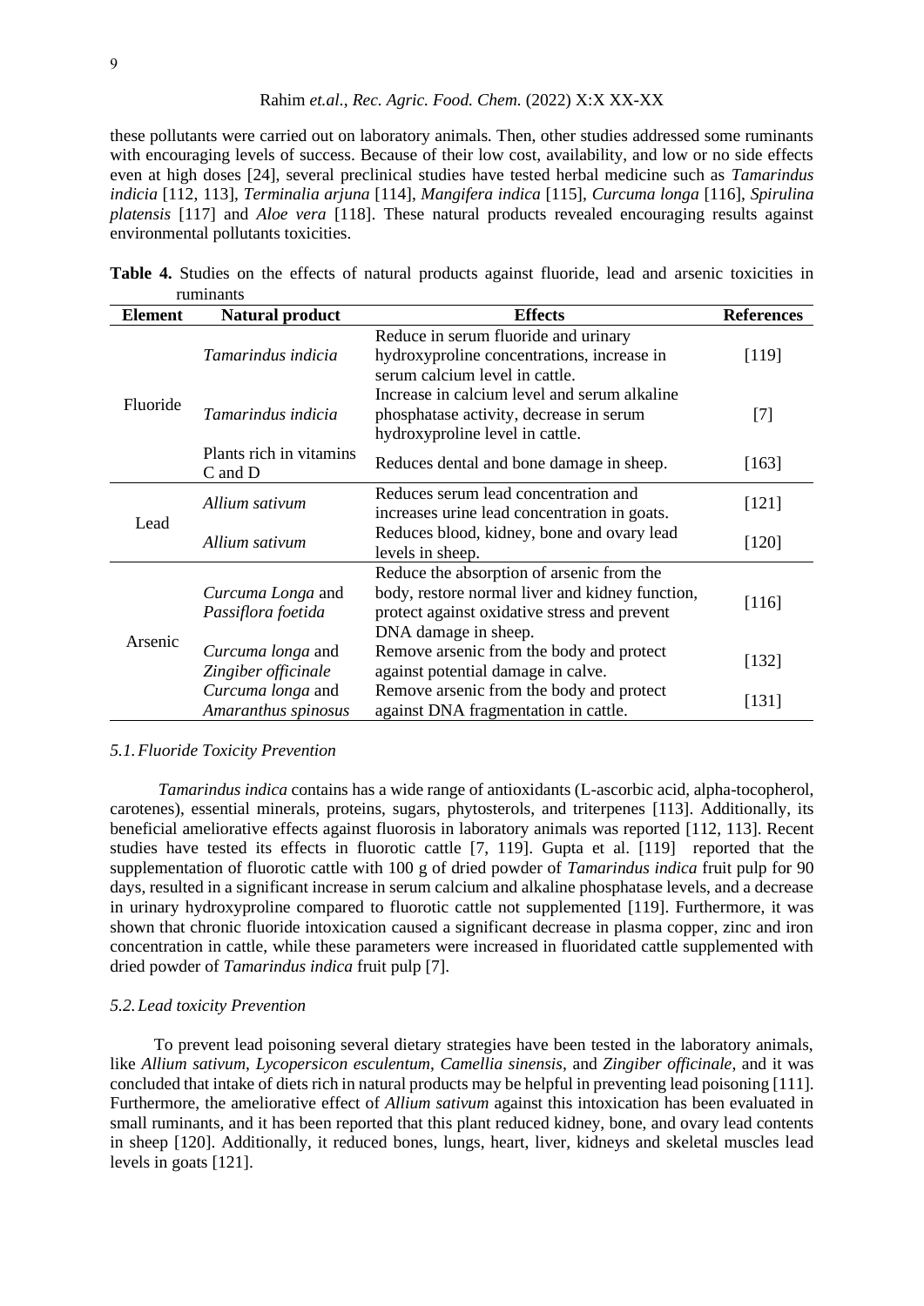these pollutants were carried out on laboratory animals. Then, other studies addressed some ruminants with encouraging levels of success. Because of their low cost, availability, and low or no side effects even at high doses [24], several preclinical studies have tested herbal medicine such as *Tamarindus indicia* [112, 113], *Terminalia arjuna* [114], *Mangifera indica* [115], *Curcuma longa* [116], *Spirulina platensis* [117] and *Aloe vera* [118]. These natural products revealed encouraging results against environmental pollutants toxicities.

**Table 4.** Studies on the effects of natural products against fluoride, lead and arsenic toxicities in ruminants

| Element | Natural product | Effects | References |
|---|---|---|---|
| Fluoride | *Tamarindus indicia* | Reduce in serum fluoride and urinary hydroxyproline concentrations, increase in serum calcium level in cattle. | [119] |
| | *Tamarindus indicia* | Increase in calcium level and serum alkaline phosphatase activity, decrease in serum hydroxyproline level in cattle. | [7] |
| | Plants rich in vitamins C and D | Reduces dental and bone damage in sheep. | [163] |
| Lead | *Allium sativum* | Reduces serum lead concentration and increases urine lead concentration in goats. | [121] |
| | *Allium sativum* | Reduces blood, kidney, bone and ovary lead levels in sheep. | [120] |
| Arsenic | *Curcuma Longa* and *Passiflora foetida* | Reduce the absorption of arsenic from the body, restore normal liver and kidney function, protect against oxidative stress and prevent DNA damage in sheep. | [116] |
| | *Curcuma longa* and *Zingiber officinale* | Remove arsenic from the body and protect against potential damage in calve. | [132] |
| | *Curcuma longa* and *Amaranthus spinosus* | Remove arsenic from the body and protect against DNA fragmentation in cattle. | [131] |

### *5.1. Fluoride Toxicity Prevention*

*Tamarindus indica* contains has a wide range of antioxidants (L-ascorbic acid, alpha-tocopherol, carotenes), essential minerals, proteins, sugars, phytosterols, and triterpenes [113]. Additionally, its beneficial ameliorative effects against fluorosis in laboratory animals was reported [112, 113]. Recent studies have tested its effects in fluorotic cattle [7, 119]. Gupta et al. [119] reported that the supplementation of fluorotic cattle with 100 g of dried powder of *Tamarindus indica* fruit pulp for 90 days, resulted in a significant increase in serum calcium and alkaline phosphatase levels, and a decrease in urinary hydroxyproline compared to fluorotic cattle not supplemented [119]. Furthermore, it was shown that chronic fluoride intoxication caused a significant decrease in plasma copper, zinc and iron concentration in cattle, while these parameters were increased in fluoridated cattle supplemented with dried powder of *Tamarindus indica* fruit pulp [7].

### *5.2. Lead toxicity Prevention*

To prevent lead poisoning several dietary strategies have been tested in the laboratory animals, like *Allium sativum*, *Lycopersicon esculentum*, *Camellia sinensis*, and *Zingiber officinale*, and it was concluded that intake of diets rich in natural products may be helpful in preventing lead poisoning [111]. Furthermore, the ameliorative effect of *Allium sativum* against this intoxication has been evaluated in small ruminants, and it has been reported that this plant reduced kidney, bone, and ovary lead contents in sheep [120]. Additionally, it reduced bones, lungs, heart, liver, kidneys and skeletal muscles lead levels in goats [121].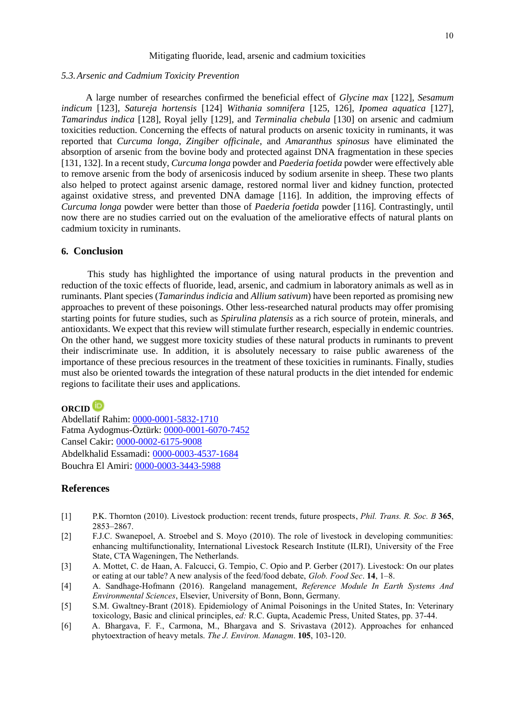### 5.3. Arsenic and Cadmium Toxicity Prevention

A large number of researches confirmed the beneficial effect of *Glycine max* [122], *Sesamum indicum* [123], *Satureja hortensis* [124] *Withania somnifera* [125, 126], *Ipomea aquatica* [127], *Tamarindus indica* [128], Royal jelly [129], and *Terminalia chebula* [130] on arsenic and cadmium toxicities reduction. Concerning the effects of natural products on arsenic toxicity in ruminants, it was reported that *Curcuma longa*, *Zingiber officinale*, and *Amaranthus spinosus* have eliminated the absorption of arsenic from the bovine body and protected against DNA fragmentation in these species [131, 132]. In a recent study, *Curcuma longa* powder and *Paederia foetida* powder were effectively able to remove arsenic from the body of arsenicosis induced by sodium arsenite in sheep. These two plants also helped to protect against arsenic damage, restored normal liver and kidney function, protected against oxidative stress, and prevented DNA damage [116]. In addition, the improving effects of *Curcuma longa* powder were better than those of *Paederia foetida* powder [116]. Contrastingly, until now there are no studies carried out on the evaluation of the ameliorative effects of natural plants on cadmium toxicity in ruminants.

## 6. Conclusion

This study has highlighted the importance of using natural products in the prevention and reduction of the toxic effects of fluoride, lead, arsenic, and cadmium in laboratory animals as well as in ruminants. Plant species (*Tamarindus indicia* and *Allium sativum*) have been reported as promising new approaches to prevent of these poisonings. Other less-researched natural products may offer promising starting points for future studies, such as *Spirulina platensis* as a rich source of protein, minerals, and antioxidants. We expect that this review will stimulate further research, especially in endemic countries. On the other hand, we suggest more toxicity studies of these natural products in ruminants to prevent their indiscriminate use. In addition, it is absolutely necessary to raise public awareness of the importance of these precious resources in the treatment of these toxicities in ruminants. Finally, studies must also be oriented towards the integration of these natural products in the diet intended for endemic regions to facilitate their uses and applications.

**ORCID**

Abdellatif Rahim: 0000-0001-5832-1710
Fatma Aydogmus-Öztürk: 0000-0001-6070-7452
Cansel Cakir: 0000-0002-6175-9008
Abdelkhalid Essamadi: 0000-0003-4537-1684
Bouchra El Amiri: 0000-0003-3443-5988

## References

[1] P.K. Thornton (2010). Livestock production: recent trends, future prospects, *Phil. Trans. R. Soc. B* **365**, 2853–2867.

[2] F.J.C. Swanepoel, A. Stroebel and S. Moyo (2010). The role of livestock in developing communities: enhancing multifunctionality, International Livestock Research Institute (ILRI), University of the Free State, CTA Wageningen, The Netherlands.

[3] A. Mottet, C. de Haan, A. Falcucci, G. Tempio, C. Opio and P. Gerber (2017). Livestock: On our plates or eating at our table? A new analysis of the feed/food debate, *Glob. Food Sec*. **14**, 1–8.

[4] A. Sandhage-Hofmann (2016). Rangeland management, *Reference Module In Earth Systems And Environmental Sciences*, Elsevier, University of Bonn, Bonn, Germany.

[5] S.M. Gwaltney-Brant (2018). Epidemiology of Animal Poisonings in the United States, In: Veterinary toxicology, Basic and clinical principles, e*d:* R.C. Gupta, Academic Press, United States, pp. 37-44.

[6] A. Bhargava, F. F., Carmona, M., Bhargava and S. Srivastava (2012). Approaches for enhanced phytoextraction of heavy metals. *The J. Environ. Managm*. **105**, 103-120.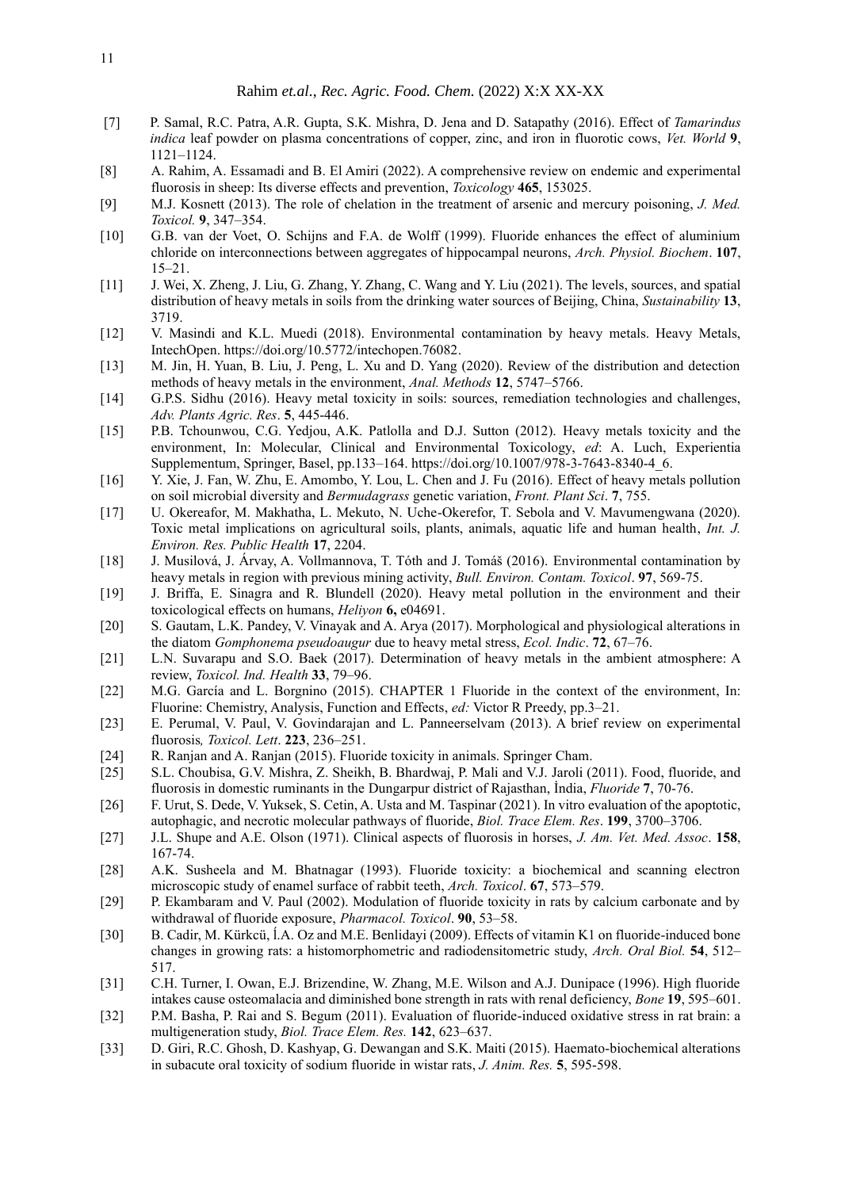[7] P. Samal, R.C. Patra, A.R. Gupta, S.K. Mishra, D. Jena and D. Satapathy (2016). Effect of *Tamarindus indica* leaf powder on plasma concentrations of copper, zinc, and iron in fluorotic cows, *Vet. World* **9**, 1121–1124.

[8] A. Rahim, A. Essamadi and B. El Amiri (2022). A comprehensive review on endemic and experimental fluorosis in sheep: Its diverse effects and prevention, *Toxicology* **465**, 153025.

[9] M.J. Kosnett (2013). The role of chelation in the treatment of arsenic and mercury poisoning, *J. Med. Toxicol.* **9**, 347–354.

[10] G.B. van der Voet, O. Schijns and F.A. de Wolff (1999). Fluoride enhances the effect of aluminium chloride on interconnections between aggregates of hippocampal neurons, *Arch. Physiol. Biochem*. **107**, 15–21.

[11] J. Wei, X. Zheng, J. Liu, G. Zhang, Y. Zhang, C. Wang and Y. Liu (2021). The levels, sources, and spatial distribution of heavy metals in soils from the drinking water sources of Beijing, China, *Sustainability* **13**, 3719.

[12] V. Masindi and K.L. Muedi (2018). Environmental contamination by heavy metals. Heavy Metals, IntechOpen. https://doi.org/10.5772/intechopen.76082.

[13] M. Jin, H. Yuan, B. Liu, J. Peng, L. Xu and D. Yang (2020). Review of the distribution and detection methods of heavy metals in the environment, *Anal. Methods* **12**, 5747–5766.

[14] G.P.S. Sidhu (2016). Heavy metal toxicity in soils: sources, remediation technologies and challenges, *Adv. Plants Agric. Res*. **5**, 445-446.

[15] P.B. Tchounwou, C.G. Yedjou, A.K. Patlolla and D.J. Sutton (2012). Heavy metals toxicity and the environment, In: Molecular, Clinical and Environmental Toxicology, *ed*: A. Luch, Experientia Supplementum, Springer, Basel, pp.133–164. https://doi.org/10.1007/978-3-7643-8340-4_6.

[16] Y. Xie, J. Fan, W. Zhu, E. Amombo, Y. Lou, L. Chen and J. Fu (2016). Effect of heavy metals pollution on soil microbial diversity and *Bermudagrass* genetic variation, *Front. Plant Sci*. **7**, 755.

[17] U. Okereafor, M. Makhatha, L. Mekuto, N. Uche-Okerefor, T. Sebola and V. Mavumengwana (2020). Toxic metal implications on agricultural soils, plants, animals, aquatic life and human health, *Int. J. Environ. Res. Public Health* **17**, 2204.

[18] J. Musilová, J. Árvay, A. Vollmannova, T. Tóth and J. Tomáš (2016). Environmental contamination by heavy metals in region with previous mining activity, *Bull. Environ. Contam. Toxicol*. **97**, 569-75.

[19] J. Briffa, E. Sinagra and R. Blundell (2020). Heavy metal pollution in the environment and their toxicological effects on humans, *Heliyon* **6,** e04691.

[20] S. Gautam, L.K. Pandey, V. Vinayak and A. Arya (2017). Morphological and physiological alterations in the diatom *Gomphonema pseudoaugur* due to heavy metal stress, *Ecol. Indic*. **72**, 67–76.

[21] L.N. Suvarapu and S.O. Baek (2017). Determination of heavy metals in the ambient atmosphere: A review, *Toxicol. Ind. Health* **33**, 79–96.

[22] M.G. García and L. Borgnino (2015). CHAPTER 1 Fluoride in the context of the environment, In: Fluorine: Chemistry, Analysis, Function and Effects, *ed:* Victor R Preedy, pp.3–21.

[23] E. Perumal, V. Paul, V. Govindarajan and L. Panneerselvam (2013). A brief review on experimental fluorosis*, Toxicol. Lett*. **223**, 236–251.

[24] R. Ranjan and A. Ranjan (2015). Fluoride toxicity in animals. Springer Cham.

[25] S.L. Choubisa, G.V. Mishra, Z. Sheikh, B. Bhardwaj, P. Mali and V.J. Jaroli (2011). Food, fluoride, and fluorosis in domestic ruminants in the Dungarpur district of Rajasthan, İndia, *Fluoride* **7**, 70-76.

[26] F. Urut, S. Dede, V. Yuksek, S. Cetin, A. Usta and M. Taspinar (2021). In vitro evaluation of the apoptotic, autophagic, and necrotic molecular pathways of fluoride, *Biol. Trace Elem. Res*. **199**, 3700–3706.

[27] J.L. Shupe and A.E. Olson (1971). Clinical aspects of fluorosis in horses, *J. Am. Vet. Med. Assoc*. **158**, 167-74.

[28] A.K. Susheela and M. Bhatnagar (1993). Fluoride toxicity: a biochemical and scanning electron microscopic study of enamel surface of rabbit teeth, *Arch. Toxicol*. **67**, 573–579.

[29] P. Ekambaram and V. Paul (2002). Modulation of fluoride toxicity in rats by calcium carbonate and by withdrawal of fluoride exposure, *Pharmacol. Toxicol*. **90**, 53–58.

[30] B. Cadir, M. Kürkcü, İ.A. Oz and M.E. Benlidayi (2009). Effects of vitamin K1 on fluoride-induced bone changes in growing rats: a histomorphometric and radiodensitometric study, *Arch. Oral Biol.* **54**, 512–517.

[31] C.H. Turner, I. Owan, E.J. Brizendine, W. Zhang, M.E. Wilson and A.J. Dunipace (1996). High fluoride intakes cause osteomalacia and diminished bone strength in rats with renal deficiency, *Bone* **19**, 595–601.

[32] P.M. Basha, P. Rai and S. Begum (2011). Evaluation of fluoride-induced oxidative stress in rat brain: a multigeneration study, *Biol. Trace Elem. Res.* **142**, 623–637.

[33] D. Giri, R.C. Ghosh, D. Kashyap, G. Dewangan and S.K. Maiti (2015). Haemato-biochemical alterations in subacute oral toxicity of sodium fluoride in wistar rats, *J. Anim. Res.* **5**, 595-598.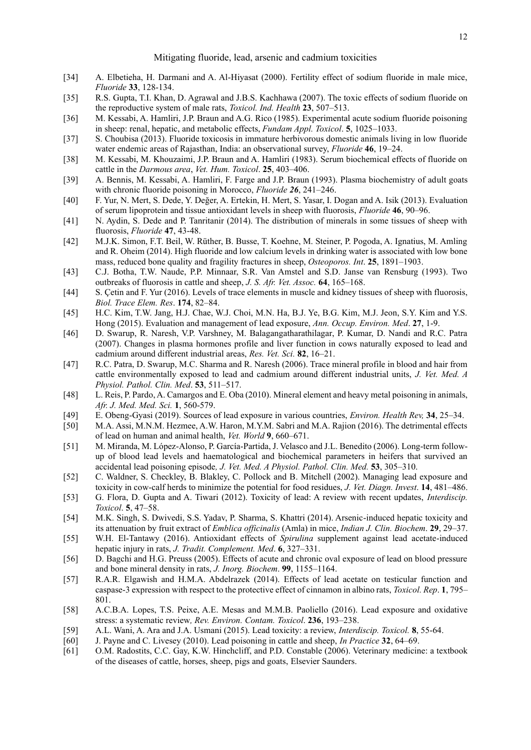[34] A. Elbetieha, H. Darmani and A. Al-Hiyasat (2000). Fertility effect of sodium fluoride in male mice, *Fluoride* **33**, 128-134.

[35] R.S. Gupta, T.I. Khan, D. Agrawal and J.B.S. Kachhawa (2007). The toxic effects of sodium fluoride on the reproductive system of male rats, *Toxicol. Ind. Health* **23**, 507–513.

[36] M. Kessabi, A. Hamliri, J.P. Braun and A.G. Rico (1985). Experimental acute sodium fluoride poisoning in sheep: renal, hepatic, and metabolic effects, *Fundam Appl. Toxicol*. **5**, 1025–1033.

[37] S. Choubisa (2013). Fluoride toxicosis in immature herbivorous domestic animals living in low fluoride water endemic areas of Rajasthan, India: an observational survey, *Fluoride* **46**, 19–24.

[38] M. Kessabi, M. Khouzaimi, J.P. Braun and A. Hamliri (1983). Serum biochemical effects of fluoride on cattle in the *Darmous area*, *Vet. Hum. Toxicol*. **25**, 403–406.

[39] A. Bennis, M. Kessabi, A. Hamliri, F. Farge and J.P. Braun (1993). Plasma biochemistry of adult goats with chronic fluoride poisoning in Morocco, *Fluoride **26***, 241–246.

[40] F. Yur, N. Mert, S. Dede, Y. Değer, A. Ertekin, H. Mert, S. Yasar, I. Dogan and A. Isik (2013). Evaluation of serum lipoprotein and tissue antioxidant levels in sheep with fluorosis, *Fluoride* **46**, 90–96.

[41] N. Aydin, S. Dede and P. Tanritanir (2014). The distribution of minerals in some tissues of sheep with fluorosis, *Fluoride* **47**, 43-48.

[42] M.J.K. Simon, F.T. Beil, W. Rüther, B. Busse, T. Koehne, M. Steiner, P. Pogoda, A. Ignatius, M. Amling and R. Oheim (2014). High fluoride and low calcium levels in drinking water is associated with low bone mass, reduced bone quality and fragility fractures in sheep, *Osteoporos. Int*. **25**, 1891–1903.

[43] C.J. Botha, T.W. Naude, P.P. Minnaar, S.R. Van Amstel and S.D. Janse van Rensburg (1993). Two outbreaks of fluorosis in cattle and sheep, *J. S. Afr. Vet. Assoc.* **64**, 165–168.

[44] S. Çetin and F. Yur (2016). Levels of trace elements in muscle and kidney tissues of sheep with fluorosis, *Biol. Trace Elem. Res*. **174**, 82–84.

[45] H.C. Kim, T.W. Jang, H.J. Chae, W.J. Choi, M.N. Ha, B.J. Ye, B.G. Kim, M.J. Jeon, S.Y. Kim and Y.S. Hong (2015). Evaluation and management of lead exposure, *Ann. Occup. Environ. Med*. **27**, 1-9.

[46] D. Swarup, R. Naresh, V.P. Varshney, M. Balagangatharathilagar, P. Kumar, D. Nandi and R.C. Patra (2007). Changes in plasma hormones profile and liver function in cows naturally exposed to lead and cadmium around different industrial areas, *Res. Vet. Sci.* **82**, 16–21.

[47] R.C. Patra, D. Swarup, M.C. Sharma and R. Naresh (2006). Trace mineral profile in blood and hair from cattle environmentally exposed to lead and cadmium around different industrial units, *J. Vet. Med. A Physiol. Pathol. Clin. Med*. **53**, 511–517.

[48] L. Reis, P. Pardo, A. Camargos and E. Oba (2010). Mineral element and heavy metal poisoning in animals, *Afr. J. Med. Med. Sci.* **1**, 560-579.

[49] E. Obeng-Gyasi (2019). Sources of lead exposure in various countries, *Environ. Health Rev,* **34**, 25–34.

[50] M.A. Assi, M.N.M. Hezmee, A.W. Haron, M.Y.M. Sabri and M.A. Rajion (2016). The detrimental effects of lead on human and animal health, *Vet. World* **9**, 660–671.

[51] M. Miranda, M. López-Alonso, P. García-Partida, J. Velasco and J.L. Benedito (2006). Long-term follow-up of blood lead levels and haematological and biochemical parameters in heifers that survived an accidental lead poisoning episode*, J. Vet. Med. A Physiol. Pathol. Clin. Med.* **53**, 305–310.

[52] C. Waldner, S. Checkley, B. Blakley, C. Pollock and B. Mitchell (2002). Managing lead exposure and toxicity in cow-calf herds to minimize the potential for food residues, *J. Vet. Diagn. Invest*. **14**, 481–486.

[53] G. Flora, D. Gupta and A. Tiwari (2012). Toxicity of lead: A review with recent updates, *Interdiscip. Toxicol*. **5**, 47–58.

[54] M.K. Singh, S. Dwivedi, S.S. Yadav, P. Sharma, S. Khattri (2014). Arsenic-induced hepatic toxicity and its attenuation by fruit extract of *Emblica officinalis* (Amla) in mice, *Indian J. Clin. Biochem*. **29**, 29–37.

[55] W.H. El-Tantawy (2016). Antioxidant effects of *Spirulina* supplement against lead acetate-induced hepatic injury in rats, *J. Tradit. Complement. Med*. **6**, 327–331.

[56] D. Bagchi and H.G. Preuss (2005). Effects of acute and chronic oval exposure of lead on blood pressure and bone mineral density in rats, *J. Inorg. Biochem*. **99**, 1155–1164.

[57] R.A.R. Elgawish and H.M.A. Abdelrazek (2014). Effects of lead acetate on testicular function and caspase-3 expression with respect to the protective effect of cinnamon in albino rats, *Toxicol. Rep*. **1**, 795–801.

[58] A.C.B.A. Lopes, T.S. Peixe, A.E. Mesas and M.M.B. Paoliello (2016). Lead exposure and oxidative stress: a systematic review*, Rev. Environ. Contam. Toxicol*. **236**, 193–238.

[59] A.L. Wani, A. Ara and J.A. Usmani (2015). Lead toxicity: a review, *Interdiscip. Toxicol.* **8**, 55-64.

[60] J. Payne and C. Livesey (2010). Lead poisoning in cattle and sheep, *In Practice* **32**, 64–69.

[61] O.M. Radostits, C.C. Gay, K.W. Hinchcliff, and P.D. Constable (2006). Veterinary medicine: a textbook of the diseases of cattle, horses, sheep, pigs and goats, Elsevier Saunders.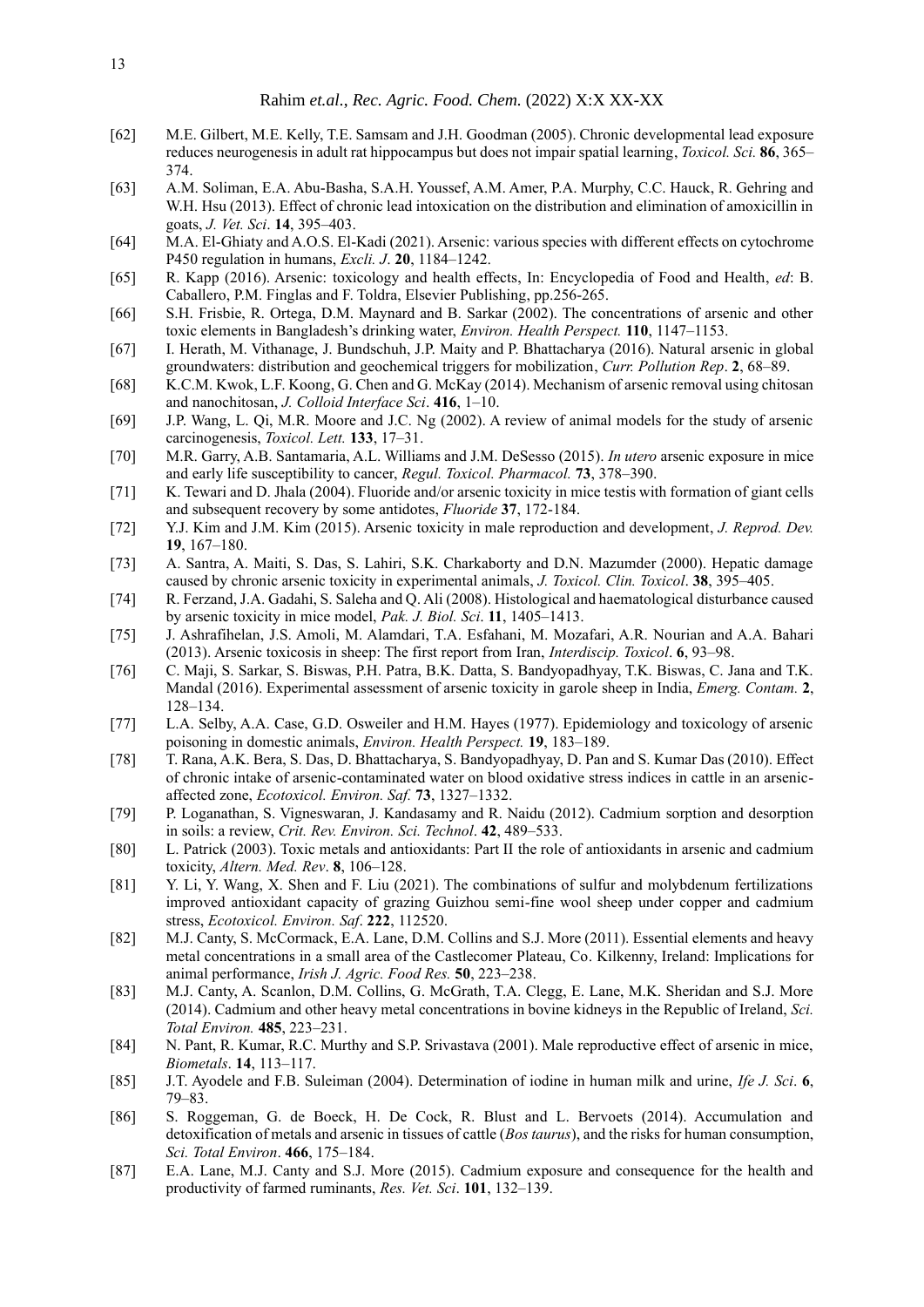[62] M.E. Gilbert, M.E. Kelly, T.E. Samsam and J.H. Goodman (2005). Chronic developmental lead exposure reduces neurogenesis in adult rat hippocampus but does not impair spatial learning, *Toxicol. Sci.* **86**, 365–374.

[63] A.M. Soliman, E.A. Abu-Basha, S.A.H. Youssef, A.M. Amer, P.A. Murphy, C.C. Hauck, R. Gehring and W.H. Hsu (2013). Effect of chronic lead intoxication on the distribution and elimination of amoxicillin in goats, *J. Vet. Sci*. **14**, 395–403.

[64] M.A. El-Ghiaty and A.O.S. El-Kadi (2021). Arsenic: various species with different effects on cytochrome P450 regulation in humans, *Excli. J*. **20**, 1184–1242.

[65] R. Kapp (2016). Arsenic: toxicology and health effects, In: Encyclopedia of Food and Health, *ed*: B. Caballero, P.M. Finglas and F. Toldra, Elsevier Publishing, pp.256-265.

[66] S.H. Frisbie, R. Ortega, D.M. Maynard and B. Sarkar (2002). The concentrations of arsenic and other toxic elements in Bangladesh's drinking water, *Environ. Health Perspect.* **110**, 1147–1153.

[67] I. Herath, M. Vithanage, J. Bundschuh, J.P. Maity and P. Bhattacharya (2016). Natural arsenic in global groundwaters: distribution and geochemical triggers for mobilization, *Curr. Pollution Rep*. **2**, 68–89.

[68] K.C.M. Kwok, L.F. Koong, G. Chen and G. McKay (2014). Mechanism of arsenic removal using chitosan and nanochitosan, *J. Colloid Interface Sci*. **416**, 1–10.

[69] J.P. Wang, L. Qi, M.R. Moore and J.C. Ng (2002). A review of animal models for the study of arsenic carcinogenesis, *Toxicol. Lett.* **133**, 17–31.

[70] M.R. Garry, A.B. Santamaria, A.L. Williams and J.M. DeSesso (2015). *In utero* arsenic exposure in mice and early life susceptibility to cancer, *Regul. Toxicol. Pharmacol.* **73**, 378–390.

[71] K. Tewari and D. Jhala (2004). Fluoride and/or arsenic toxicity in mice testis with formation of giant cells and subsequent recovery by some antidotes, *Fluoride* **37**, 172-184.

[72] Y.J. Kim and J.M. Kim (2015). Arsenic toxicity in male reproduction and development, *J. Reprod. Dev.* **19**, 167–180.

[73] A. Santra, A. Maiti, S. Das, S. Lahiri, S.K. Charkaborty and D.N. Mazumder (2000). Hepatic damage caused by chronic arsenic toxicity in experimental animals, *J. Toxicol. Clin. Toxicol*. **38**, 395–405.

[74] R. Ferzand, J.A. Gadahi, S. Saleha and Q. Ali (2008). Histological and haematological disturbance caused by arsenic toxicity in mice model, *Pak. J. Biol. Sci*. **11**, 1405–1413.

[75] J. Ashrafihelan, J.S. Amoli, M. Alamdari, T.A. Esfahani, M. Mozafari, A.R. Nourian and A.A. Bahari (2013). Arsenic toxicosis in sheep: The first report from Iran, *Interdiscip. Toxicol*. **6**, 93–98.

[76] C. Maji, S. Sarkar, S. Biswas, P.H. Patra, B.K. Datta, S. Bandyopadhyay, T.K. Biswas, C. Jana and T.K. Mandal (2016). Experimental assessment of arsenic toxicity in garole sheep in India, *Emerg. Contam.* **2**, 128–134.

[77] L.A. Selby, A.A. Case, G.D. Osweiler and H.M. Hayes (1977). Epidemiology and toxicology of arsenic poisoning in domestic animals, *Environ. Health Perspect.* **19**, 183–189.

[78] T. Rana, A.K. Bera, S. Das, D. Bhattacharya, S. Bandyopadhyay, D. Pan and S. Kumar Das (2010). Effect of chronic intake of arsenic-contaminated water on blood oxidative stress indices in cattle in an arsenic-affected zone, *Ecotoxicol. Environ. Saf.* **73**, 1327–1332.

[79] P. Loganathan, S. Vigneswaran, J. Kandasamy and R. Naidu (2012). Cadmium sorption and desorption in soils: a review, *Crit. Rev. Environ. Sci. Technol*. **42**, 489–533.

[80] L. Patrick (2003). Toxic metals and antioxidants: Part II the role of antioxidants in arsenic and cadmium toxicity, *Altern. Med. Rev*. **8**, 106–128.

[81] Y. Li, Y. Wang, X. Shen and F. Liu (2021). The combinations of sulfur and molybdenum fertilizations improved antioxidant capacity of grazing Guizhou semi-fine wool sheep under copper and cadmium stress, *Ecotoxicol. Environ. Saf*. **222**, 112520.

[82] M.J. Canty, S. McCormack, E.A. Lane, D.M. Collins and S.J. More (2011). Essential elements and heavy metal concentrations in a small area of the Castlecomer Plateau, Co. Kilkenny, Ireland: Implications for animal performance, *Irish J. Agric. Food Res.* **50**, 223–238.

[83] M.J. Canty, A. Scanlon, D.M. Collins, G. McGrath, T.A. Clegg, E. Lane, M.K. Sheridan and S.J. More (2014). Cadmium and other heavy metal concentrations in bovine kidneys in the Republic of Ireland, *Sci. Total Environ.* **485**, 223–231.

[84] N. Pant, R. Kumar, R.C. Murthy and S.P. Srivastava (2001). Male reproductive effect of arsenic in mice, *Biometals*. **14**, 113–117.

[85] J.T. Ayodele and F.B. Suleiman (2004). Determination of iodine in human milk and urine, *Ife J. Sci*. **6**, 79–83.

[86] S. Roggeman, G. de Boeck, H. De Cock, R. Blust and L. Bervoets (2014). Accumulation and detoxification of metals and arsenic in tissues of cattle (*Bos taurus*), and the risks for human consumption, *Sci. Total Environ*. **466**, 175–184.

[87] E.A. Lane, M.J. Canty and S.J. More (2015). Cadmium exposure and consequence for the health and productivity of farmed ruminants, *Res. Vet. Sci*. **101**, 132–139.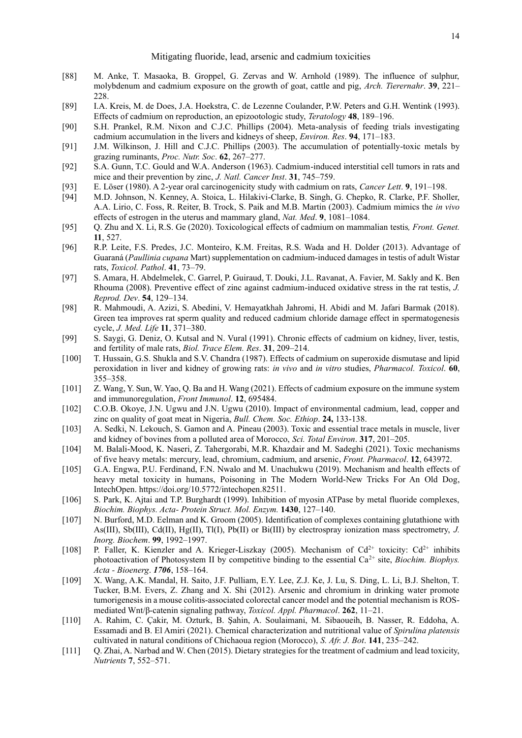[88] M. Anke, T. Masaoka, B. Groppel, G. Zervas and W. Arnhold (1989). The influence of sulphur, molybdenum and cadmium exposure on the growth of goat, cattle and pig, *Arch. Tierernahr*. **39**, 221–228.

[89] I.A. Kreis, M. de Does, J.A. Hoekstra, C. de Lezenne Coulander, P.W. Peters and G.H. Wentink (1993). Effects of cadmium on reproduction, an epizootologic study, *Teratology* **48**, 189–196.

[90] S.H. Prankel, R.M. Nixon and C.J.C. Phillips (2004). Meta-analysis of feeding trials investigating cadmium accumulation in the livers and kidneys of sheep, *Environ. Res*. **94**, 171–183.

[91] J.M. Wilkinson, J. Hill and C.J.C. Phillips (2003). The accumulation of potentially-toxic metals by grazing ruminants, *Proc. Nutr. Soc*. **62**, 267–277.

[92] S.A. Gunn, T.C. Gould and W.A. Anderson (1963). Cadmium-induced interstitial cell tumors in rats and mice and their prevention by zinc, *J. Natl. Cancer Inst*. **31**, 745–759.

[93] E. Löser (1980). A 2-year oral carcinogenicity study with cadmium on rats, *Cancer Lett*. **9**, 191–198.

[94] M.D. Johnson, N. Kenney, A. Stoica, L. Hilakivi-Clarke, B. Singh, G. Chepko, R. Clarke, P.F. Sholler, A.A. Lirio, C. Foss, R. Reiter, B. Trock, S. Paik and M.B. Martin (2003). Cadmium mimics the *in vivo* effects of estrogen in the uterus and mammary gland, *Nat. Med*. **9**, 1081–1084.

[95] Q. Zhu and X. Li, R.S. Ge (2020). Toxicological effects of cadmium on mammalian testis*, Front. Genet.* **11**, 527.

[96] R.P. Leite, F.S. Predes, J.C. Monteiro, K.M. Freitas, R.S. Wada and H. Dolder (2013). Advantage of Guaraná (*Paullinia cupana* Mart) supplementation on cadmium-induced damages in testis of adult Wistar rats, *Toxicol. Pathol*. **41**, 73–79.

[97] S. Amara, H. Abdelmelek, C. Garrel, P. Guiraud, T. Douki, J.L. Ravanat, A. Favier, M. Sakly and K. Ben Rhouma (2008). Preventive effect of zinc against cadmium-induced oxidative stress in the rat testis, *J. Reprod. Dev*. **54**, 129–134.

[98] R. Mahmoudi, A. Azizi, S. Abedini, V. Hemayatkhah Jahromi, H. Abidi and M. Jafari Barmak (2018). Green tea improves rat sperm quality and reduced cadmium chloride damage effect in spermatogenesis cycle, *J. Med. Life* **11**, 371–380.

[99] S. Saygi, G. Deniz, O. Kutsal and N. Vural (1991). Chronic effects of cadmium on kidney, liver, testis, and fertility of male rats, *Biol. Trace Elem. Res*. **31**, 209–214.

[100] T. Hussain, G.S. Shukla and S.V. Chandra (1987). Effects of cadmium on superoxide dismutase and lipid peroxidation in liver and kidney of growing rats: *in vivo* and *in vitro* studies, *Pharmacol. Toxicol*. **60**, 355–358.

[101] Z. Wang, Y. Sun, W. Yao, Q. Ba and H. Wang (2021). Effects of cadmium exposure on the immune system and immunoregulation, *Front Immunol*. **12**, 695484.

[102] C.O.B. Okoye, J.N. Ugwu and J.N. Ugwu (2010). Impact of environmental cadmium, lead, copper and zinc on quality of goat meat in Nigeria, *Bull. Chem. Soc. Ethiop*. **24,** 133-138.

[103] A. Sedki, N. Lekouch, S. Gamon and A. Pineau (2003). Toxic and essential trace metals in muscle, liver and kidney of bovines from a polluted area of Morocco, *Sci. Total Environ*. **317**, 201–205.

[104] M. Balali-Mood, K. Naseri, Z. Tahergorabi, M.R. Khazdair and M. Sadeghi (2021). Toxic mechanisms of five heavy metals: mercury, lead, chromium, cadmium, and arsenic, *Front. Pharmacol*. **12**, 643972.

[105] G.A. Engwa, P.U. Ferdinand, F.N. Nwalo and M. Unachukwu (2019). Mechanism and health effects of heavy metal toxicity in humans, Poisoning in The Modern World-New Tricks For An Old Dog, IntechOpen. https://doi.org/10.5772/intechopen.82511.

[106] S. Park, K. Ajtai and T.P. Burghardt (1999). Inhibition of myosin ATPase by metal fluoride complexes, *Biochim. Biophys. Acta- Protein Struct. Mol. Enzym.* **1430**, 127–140.

[107] N. Burford, M.D. Eelman and K. Groom (2005). Identification of complexes containing glutathione with As(III), Sb(III), Cd(II), Hg(II), Tl(I), Pb(II) or Bi(III) by electrospray ionization mass spectrometry, *J. Inorg. Biochem*. **99**, 1992–1997.

[108] P. Faller, K. Kienzler and A. Krieger-Liszkay (2005). Mechanism of $Cd^{2+}$ toxicity: $Cd^{2+}$ inhibits photoactivation of Photosystem II by competitive binding to the essential $Ca^{2+}$ site, *Biochim. Biophys. Acta - Bioenerg*. ***1706***, 158–164.

[109] X. Wang, A.K. Mandal, H. Saito, J.F. Pulliam, E.Y. Lee, Z.J. Ke, J. Lu, S. Ding, L. Li, B.J. Shelton, T. Tucker, B.M. Evers, Z. Zhang and X. Shi (2012). Arsenic and chromium in drinking water promote tumorigenesis in a mouse colitis-associated colorectal cancer model and the potential mechanism is ROS-mediated Wnt/β-catenin signaling pathway, *Toxicol. Appl. Pharmacol*. **262**, 11–21.

[110] A. Rahim, C. Çakir, M. Ozturk, B. Şahin, A. Soulaimani, M. Sibaoueih, B. Nasser, R. Eddoha, A. Essamadi and B. El Amiri (2021). Chemical characterization and nutritional value of *Spirulina platensis* cultivated in natural conditions of Chichaoua region (Morocco), *S. Afr. J. Bot*. **141**, 235–242.

[111] Q. Zhai, A. Narbad and W. Chen (2015). Dietary strategies for the treatment of cadmium and lead toxicity, *Nutrients* **7**, 552–571.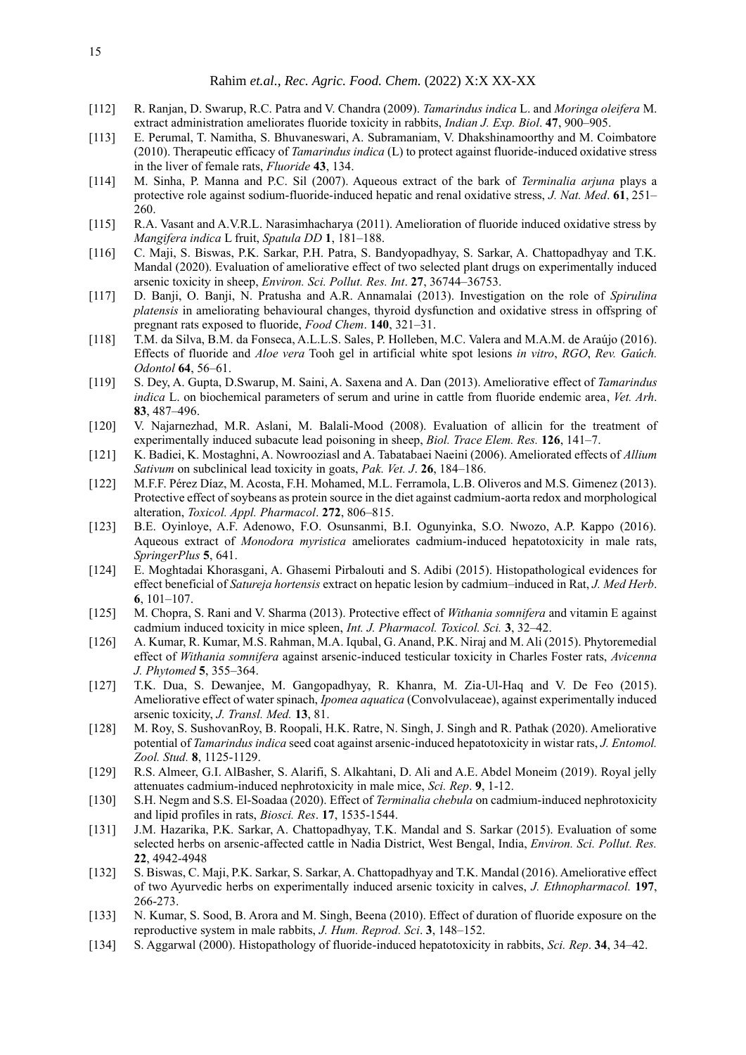[112] R. Ranjan, D. Swarup, R.C. Patra and V. Chandra (2009). *Tamarindus indica* L. and *Moringa oleifera* M. extract administration ameliorates fluoride toxicity in rabbits, *Indian J. Exp. Biol*. **47**, 900–905.

[113] E. Perumal, T. Namitha, S. Bhuvaneswari, A. Subramaniam, V. Dhakshinamoorthy and M. Coimbatore (2010). Therapeutic efficacy of *Tamarindus indica* (L) to protect against fluoride-induced oxidative stress in the liver of female rats, *Fluoride* **43**, 134.

[114] M. Sinha, P. Manna and P.C. Sil (2007). Aqueous extract of the bark of *Terminalia arjuna* plays a protective role against sodium-fluoride-induced hepatic and renal oxidative stress, *J. Nat. Med*. **61**, 251–260.

[115] R.A. Vasant and A.V.R.L. Narasimhacharya (2011). Amelioration of fluoride induced oxidative stress by *Mangifera indica* L fruit, *Spatula DD* **1**, 181–188.

[116] C. Maji, S. Biswas, P.K. Sarkar, P.H. Patra, S. Bandyopadhyay, S. Sarkar, A. Chattopadhyay and T.K. Mandal (2020). Evaluation of ameliorative effect of two selected plant drugs on experimentally induced arsenic toxicity in sheep, *Environ. Sci. Pollut. Res. Int*. **27**, 36744–36753.

[117] D. Banji, O. Banji, N. Pratusha and A.R. Annamalai (2013). Investigation on the role of *Spirulina platensis* in ameliorating behavioural changes, thyroid dysfunction and oxidative stress in offspring of pregnant rats exposed to fluoride, *Food Chem*. **140**, 321–31.

[118] T.M. da Silva, B.M. da Fonseca, A.L.L.S. Sales, P. Holleben, M.C. Valera and M.A.M. de Araújo (2016). Effects of fluoride and *Aloe vera* Tooh gel in artificial white spot lesions *in vitro*, *RGO*, *Rev. Gaúch. Odontol* **64**, 56–61.

[119] S. Dey, A. Gupta, D.Swarup, M. Saini, A. Saxena and A. Dan (2013). Ameliorative effect of *Tamarindus indica* L. on biochemical parameters of serum and urine in cattle from fluoride endemic area, *Vet. Arh*. **83**, 487–496.

[120] V. Najarnezhad, M.R. Aslani, M. Balali-Mood (2008). Evaluation of allicin for the treatment of experimentally induced subacute lead poisoning in sheep, *Biol. Trace Elem. Res.* **126**, 141–7.

[121] K. Badiei, K. Mostaghni, A. Nowrooziasl and A. Tabatabaei Naeini (2006). Ameliorated effects of *Allium Sativum* on subclinical lead toxicity in goats, *Pak. Vet. J*. **26**, 184–186.

[122] M.F.F. Pérez Díaz, M. Acosta, F.H. Mohamed, M.L. Ferramola, L.B. Oliveros and M.S. Gimenez (2013). Protective effect of soybeans as protein source in the diet against cadmium-aorta redox and morphological alteration, *Toxicol. Appl. Pharmacol*. **272**, 806–815.

[123] B.E. Oyinloye, A.F. Adenowo, F.O. Osunsanmi, B.I. Ogunyinka, S.O. Nwozo, A.P. Kappo (2016). Aqueous extract of *Monodora myristica* ameliorates cadmium-induced hepatotoxicity in male rats, *SpringerPlus* **5**, 641.

[124] E. Moghtadai Khorasgani, A. Ghasemi Pirbalouti and S. Adibi (2015). Histopathological evidences for effect beneficial of *Satureja hortensis* extract on hepatic lesion by cadmium–induced in Rat, *J. Med Herb*. **6**, 101–107.

[125] M. Chopra, S. Rani and V. Sharma (2013). Protective effect of *Withania somnifera* and vitamin E against cadmium induced toxicity in mice spleen, *Int. J. Pharmacol. Toxicol. Sci.* **3**, 32–42.

[126] A. Kumar, R. Kumar, M.S. Rahman, M.A. Iqubal, G. Anand, P.K. Niraj and M. Ali (2015). Phytoremedial effect of *Withania somnifera* against arsenic-induced testicular toxicity in Charles Foster rats, *Avicenna J. Phytomed* **5**, 355–364.

[127] T.K. Dua, S. Dewanjee, M. Gangopadhyay, R. Khanra, M. Zia-Ul-Haq and V. De Feo (2015). Ameliorative effect of water spinach, *Ipomea aquatica* (Convolvulaceae), against experimentally induced arsenic toxicity, *J. Transl. Med.* **13**, 81.

[128] M. Roy, S. SushovanRoy, B. Roopali, H.K. Ratre, N. Singh, J. Singh and R. Pathak (2020). Ameliorative potential of *Tamarindus indica* seed coat against arsenic-induced hepatotoxicity in wistar rats, *J. Entomol. Zool. Stud.* **8**, 1125-1129.

[129] R.S. Almeer, G.I. AlBasher, S. Alarifi, S. Alkahtani, D. Ali and A.E. Abdel Moneim (2019). Royal jelly attenuates cadmium-induced nephrotoxicity in male mice, *Sci. Rep*. **9**, 1-12.

[130] S.H. Negm and S.S. El-Soadaa (2020). Effect of *Terminalia chebula* on cadmium-induced nephrotoxicity and lipid profiles in rats, *Biosci. Res*. **17**, 1535-1544.

[131] J.M. Hazarika, P.K. Sarkar, A. Chattopadhyay, T.K. Mandal and S. Sarkar (2015). Evaluation of some selected herbs on arsenic-affected cattle in Nadia District, West Bengal, India, *Environ. Sci. Pollut. Res.* **22**, 4942-4948

[132] S. Biswas, C. Maji, P.K. Sarkar, S. Sarkar, A. Chattopadhyay and T.K. Mandal (2016). Ameliorative effect of two Ayurvedic herbs on experimentally induced arsenic toxicity in calves, *J. Ethnopharmacol.* **197**, 266-273.

[133] N. Kumar, S. Sood, B. Arora and M. Singh, Beena (2010). Effect of duration of fluoride exposure on the reproductive system in male rabbits, *J. Hum. Reprod. Sci*. **3**, 148–152.

[134] S. Aggarwal (2000). Histopathology of fluoride-induced hepatotoxicity in rabbits, *Sci. Rep*. **34**, 34–42.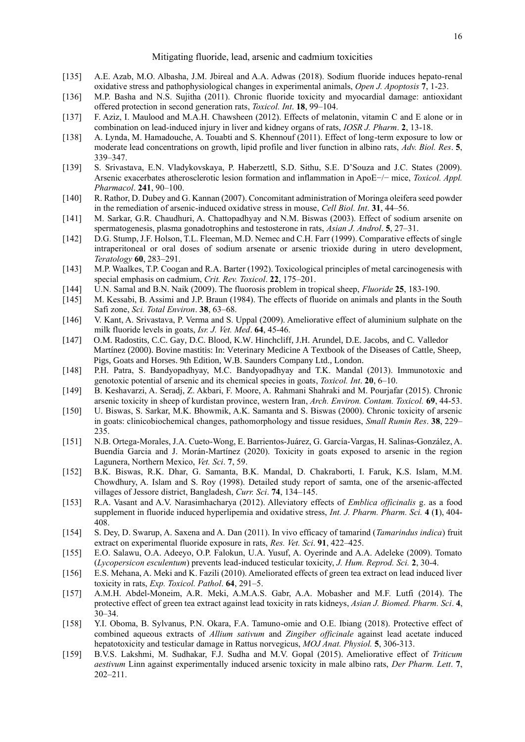[135] A.E. Azab, M.O. Albasha, J.M. Jbireal and A.A. Adwas (2018). Sodium fluoride induces hepato-renal oxidative stress and pathophysiological changes in experimental animals, *Open J. Apoptosis* **7**, 1-23.

[136] M.P. Basha and N.S. Sujitha (2011). Chronic fluoride toxicity and myocardial damage: antioxidant offered protection in second generation rats, *Toxicol. Int*. **18**, 99–104.

[137] F. Aziz, I. Maulood and M.A.H. Chawsheen (2012). Effects of melatonin, vitamin C and E alone or in combination on lead-induced injury in liver and kidney organs of rats, *IOSR J. Pharm*. **2**, 13-18.

[138] A. Lynda, M. Hamadouche, A. Touabti and S. Khennouf (2011). Effect of long-term exposure to low or moderate lead concentrations on growth, lipid profile and liver function in albino rats, *Adv. Biol. Res*. **5**, 339–347.

[139] S. Srivastava, E.N. Vladykovskaya, P. Haberzettl, S.D. Sithu, S.E. D'Souza and J.C. States (2009). Arsenic exacerbates atherosclerotic lesion formation and inflammation in ApoE−/− mice, *Toxicol. Appl. Pharmacol*. **241**, 90–100.

[140] R. Rathor, D. Dubey and G. Kannan (2007). Concomitant administration of Moringa oleifera seed powder in the remediation of arsenic-induced oxidative stress in mouse, *Cell Biol. Int*. **31**, 44–56.

[141] M. Sarkar, G.R. Chaudhuri, A. Chattopadhyay and N.M. Biswas (2003). Effect of sodium arsenite on spermatogenesis, plasma gonadotrophins and testosterone in rats, *Asian J. Androl*. **5**, 27–31.

[142] D.G. Stump, J.F. Holson, T.L. Fleeman, M.D. Nemec and C.H. Farr (1999). Comparative effects of single intraperitoneal or oral doses of sodium arsenate or arsenic trioxide during in utero development, *Teratology* **60**, 283–291.

[143] M.P. Waalkes, T.P. Coogan and R.A. Barter (1992). Toxicological principles of metal carcinogenesis with special emphasis on cadmium, *Crit. Rev. Toxicol*. **22**, 175–201.

[144] U.N. Samal and B.N. Naik (2009). The fluorosis problem in tropical sheep, *Fluoride* **25**, 183-190.

[145] M. Kessabi, B. Assimi and J.P. Braun (1984). The effects of fluoride on animals and plants in the South Safi zone, *Sci. Total Environ*. **38**, 63–68.

[146] V. Kant, A. Srivastava, P. Verma and S. Uppal (2009). Ameliorative effect of aluminium sulphate on the milk fluoride levels in goats, *Isr. J. Vet. Med*. **64**, 45-46.

[147] O.M. Radostits, C.C. Gay, D.C. Blood, K.W. Hinchcliff, J.H. Arundel, D.E. Jacobs, and C. Valledor Martínez (2000). Bovine mastitis: In: Veterinary Medicine A Textbook of the Diseases of Cattle, Sheep, Pigs, Goats and Horses. 9th Edition, W.B. Saunders Company Ltd., London.

[148] P.H. Patra, S. Bandyopadhyay, M.C. Bandyopadhyay and T.K. Mandal (2013). Immunotoxic and genotoxic potential of arsenic and its chemical species in goats, *Toxicol. Int*. **20**, 6–10.

[149] B. Keshavarzi, A. Seradj, Z. Akbari, F. Moore, A. Rahmani Shahraki and M. Pourjafar (2015). Chronic arsenic toxicity in sheep of kurdistan province, western Iran, *Arch. Environ. Contam. Toxicol.* **69**, 44-53.

[150] U. Biswas, S. Sarkar, M.K. Bhowmik, A.K. Samanta and S. Biswas (2000). Chronic toxicity of arsenic in goats: clinicobiochemical changes, pathomorphology and tissue residues, *Small Rumin Res*. **38**, 229–235.

[151] N.B. Ortega-Morales, J.A. Cueto-Wong, E. Barrientos-Juárez, G. García-Vargas, H. Salinas-González, A. Buendía Garcia and J. Morán-Martínez (2020). Toxicity in goats exposed to arsenic in the region Lagunera, Northern Mexico, *Vet. Sci*. **7**, 59.

[152] B.K. Biswas, R.K. Dhar, G. Samanta, B.K. Mandal, D. Chakraborti, I. Faruk, K.S. Islam, M.M. Chowdhury, A. Islam and S. Roy (1998). Detailed study report of samta, one of the arsenic-affected villages of Jessore district, Bangladesh, *Curr. Sci*. **74**, 134–145.

[153] R.A. Vasant and A.V. Narasimhacharya (2012). Alleviatory effects of *Emblica officinalis* g. as a food supplement in fluoride induced hyperlipemia and oxidative stress, *Int. J. Pharm. Pharm. Sci.* **4** (**1**), 404-408.

[154] S. Dey, D. Swarup, A. Saxena and A. Dan (2011). In vivo efficacy of tamarind (*Tamarindus indica*) fruit extract on experimental fluoride exposure in rats, *Res. Vet. Sci*. **91**, 422–425.

[155] E.O. Salawu, O.A. Adeeyo, O.P. Falokun, U.A. Yusuf, A. Oyerinde and A.A. Adeleke (2009). Tomato (*Lycopersicon esculentum*) prevents lead-induced testicular toxicity, *J. Hum. Reprod. Sci.* **2**, 30-4.

[156] E.S. Mehana, A. Meki and K. Fazili (2010). Ameliorated effects of green tea extract on lead induced liver toxicity in rats, *Exp. Toxicol. Pathol*. **64**, 291–5.

[157] A.M.H. Abdel-Moneim, A.R. Meki, A.M.A.S. Gabr, A.A. Mobasher and M.F. Lutfi (2014). The protective effect of green tea extract against lead toxicity in rats kidneys, *Asian J. Biomed. Pharm. Sci*. **4**, 30–34.

[158] Y.I. Oboma, B. Sylvanus, P.N. Okara, F.A. Tamuno-omie and O.E. Ibiang (2018). Protective effect of combined aqueous extracts of *Allium sativum* and *Zingiber officinale* against lead acetate induced hepatotoxicity and testicular damage in Rattus norvegicus, *MOJ Anat. Physiol.* **5**, 306-313.

[159] B.V.S. Lakshmi, M. Sudhakar, F.J. Sudha and M.V. Gopal (2015). Ameliorative effect of *Triticum aestivum* Linn against experimentally induced arsenic toxicity in male albino rats, *Der Pharm. Lett*. **7**, 202–211.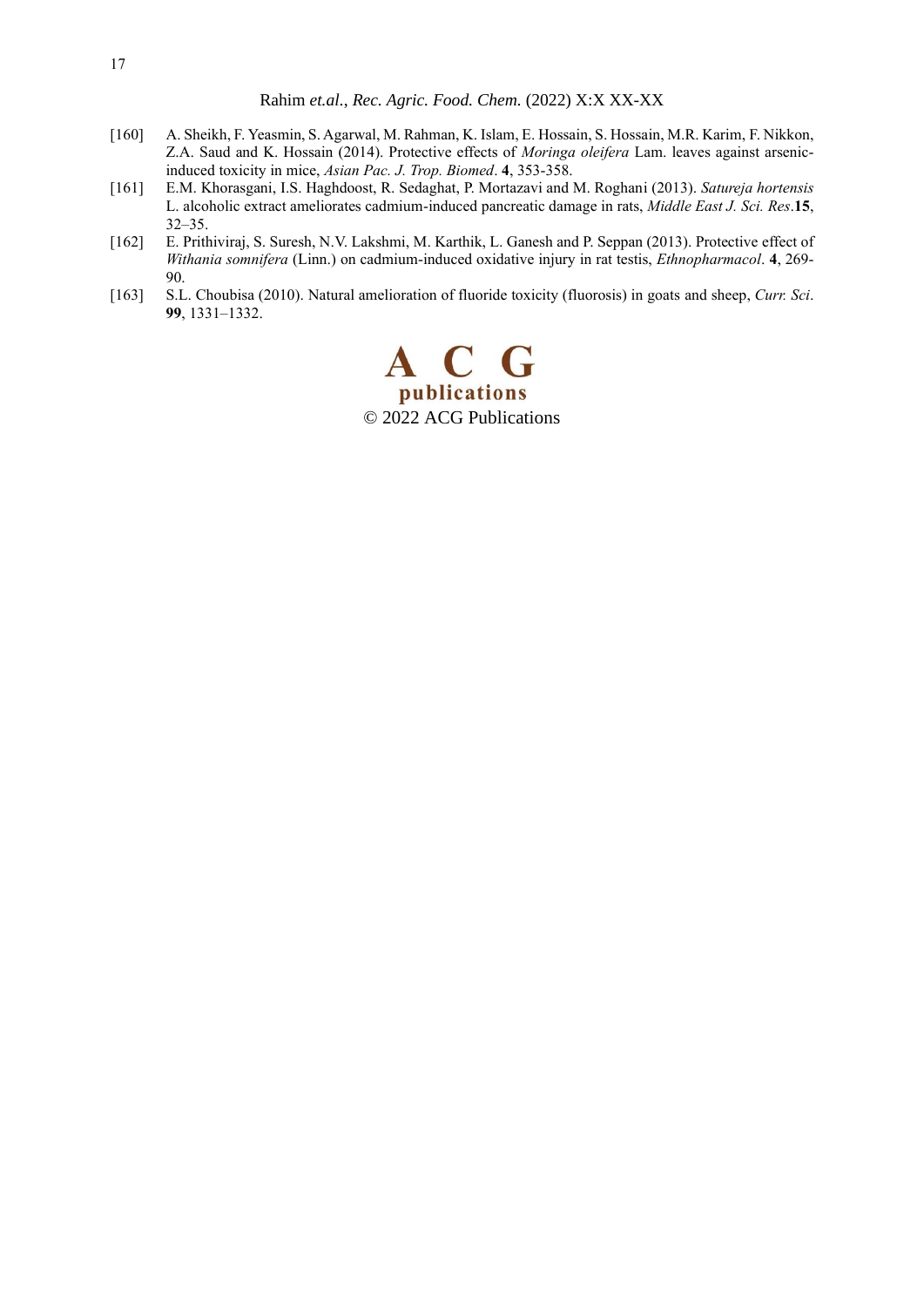[160] A. Sheikh, F. Yeasmin, S. Agarwal, M. Rahman, K. Islam, E. Hossain, S. Hossain, M.R. Karim, F. Nikkon, Z.A. Saud and K. Hossain (2014). Protective effects of *Moringa oleifera* Lam. leaves against arsenic-induced toxicity in mice, *Asian Pac. J. Trop. Biomed*. **4**, 353-358.

[161] E.M. Khorasgani, I.S. Haghdoost, R. Sedaghat, P. Mortazavi and M. Roghani (2013). *Satureja hortensis* L. alcoholic extract ameliorates cadmium-induced pancreatic damage in rats, *Middle East J. Sci. Res*.**15**, 32–35.

[162] E. Prithiviraj, S. Suresh, N.V. Lakshmi, M. Karthik, L. Ganesh and P. Seppan (2013). Protective effect of *Withania somnifera* (Linn.) on cadmium-induced oxidative injury in rat testis, *Ethnopharmacol*. **4**, 269-90.

[163] S.L. Choubisa (2010). Natural amelioration of fluoride toxicity (fluorosis) in goats and sheep, *Curr. Sci*. **99**, 1331–1332.

A C G
publications
© 2022 ACG Publications